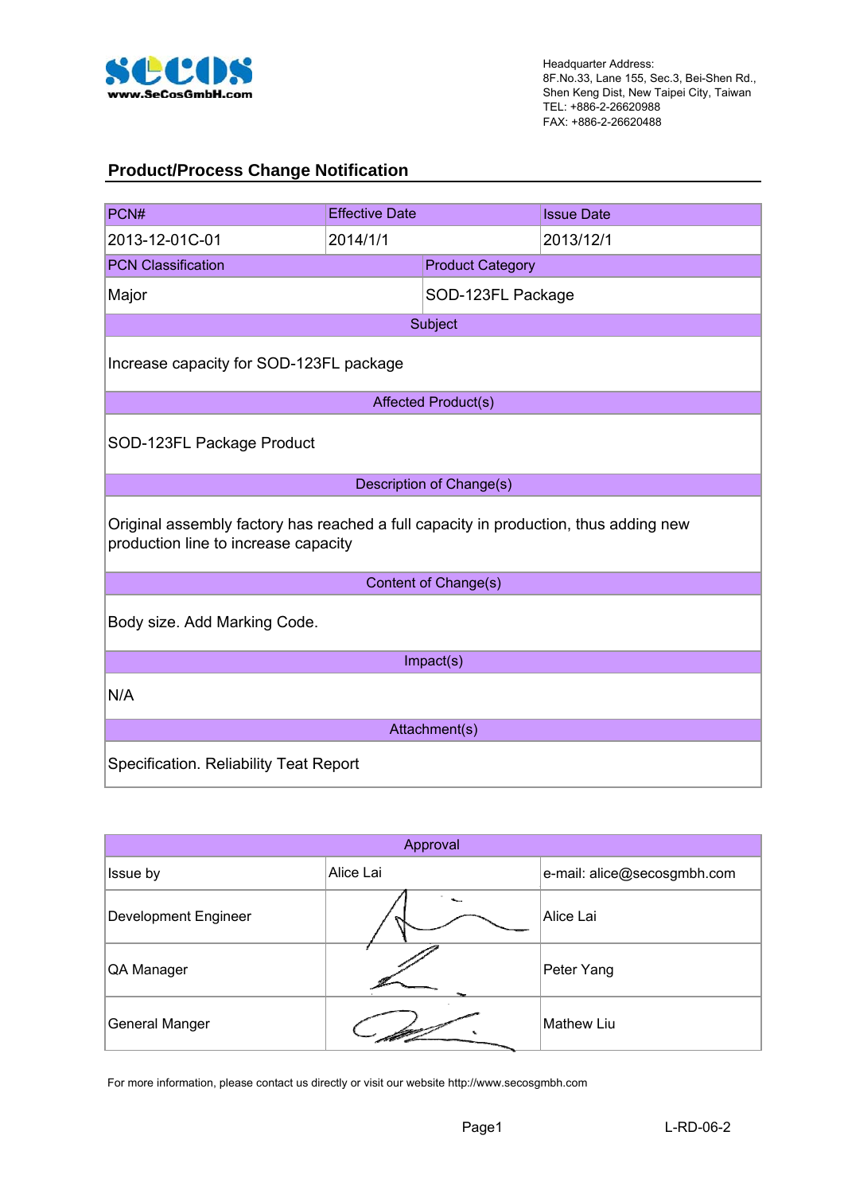secos
www.SeCosGmbH.com

Headquarter Address:
8F.No.33, Lane 155, Sec.3, Bei-Shen Rd.,
Shen Keng Dist, New Taipei City, Taiwan
TEL: +886-2-26620988
FAX: +886-2-26620488

## Product/Process Change Notification

| PCN# | Effective Date | Issue Date |
|---|---|---|
| 2013-12-01C-01 | 2014/1/1 | 2013/12/1 |

| PCN Classification | Product Category |
|---|---|
| Major | SOD-123FL Package |

**Subject**

Increase capacity for SOD-123FL package

**Affected Product(s)**

SOD-123FL Package Product

**Description of Change(s)**

Original assembly factory has reached a full capacity in production, thus adding new production line to increase capacity

**Content of Change(s)**

Body size. Add Marking Code.

**Impact(s)**

N/A

**Attachment(s)**

Specification. Reliability Teat Report

| Approval | | |
|---|---|---|
| Issue by | Alice Lai | e-mail: alice@secosgmbh.com |
| Development Engineer | | Alice Lai |
| QA Manager | | Peter Yang |
| General Manger | | Mathew Liu |

For more information, please contact us directly or visit our website http://www.secosgmbh.com

L-RD-06-2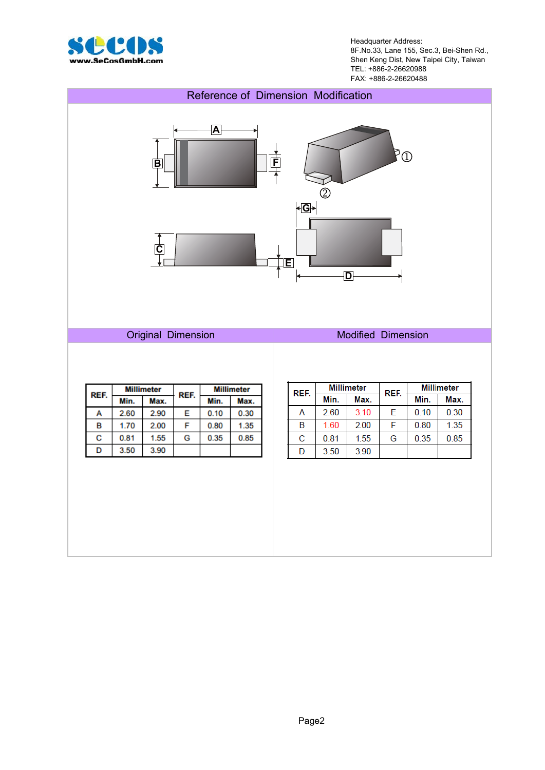Headquarter Address:
8F.No.33, Lane 155, Sec.3, Bei-Shen Rd.,
Shen Keng Dist, New Taipei City, Taiwan
TEL: +886-2-26620988
FAX: +886-2-26620488

## Reference of Dimension Modification

## Original Dimension

| REF. | Millimeter | | REF. | Millimeter | |
|---|---|---|---|---|---|
| | Min. | Max. | | Min. | Max. |
| A | 2.60 | 2.90 | E | 0.10 | 0.30 |
| B | 1.70 | 2.00 | F | 0.80 | 1.35 |
| C | 0.81 | 1.55 | G | 0.35 | 0.85 |
| D | 3.50 | 3.90 | | | |

## Modified Dimension

| REF. | Millimeter | | REF. | Millimeter | |
|---|---|---|---|---|---|
| | Min. | Max. | | Min. | Max. |
| A | 2.60 | 3.10 | E | 0.10 | 0.30 |
| B | 1.60 | 2.00 | F | 0.80 | 1.35 |
| C | 0.81 | 1.55 | G | 0.35 | 0.85 |
| D | 3.50 | 3.90 | | | |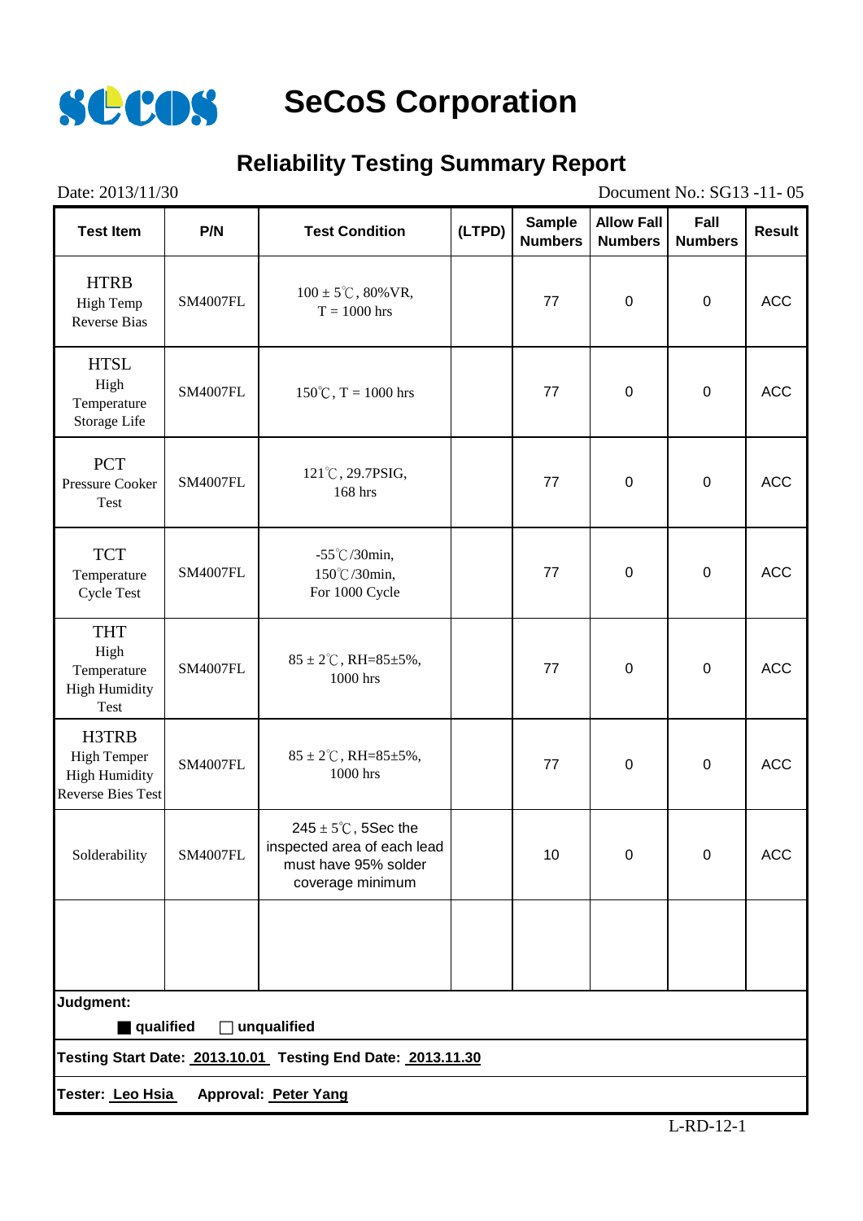# SeCoS Corporation

## Reliability Testing Summary Report

Date: 2013/11/30 Document No.: SG13 -11- 05

| Test Item | P/N | Test Condition | (LTPD) | Sample Numbers | Allow Fall Numbers | Fall Numbers | Result |
|---|---|---|---|---|---|---|---|
| HTRB High Temp Reverse Bias | SM4007FL | 100 ± 5℃, 80%VR, T = 1000 hrs | | 77 | 0 | 0 | ACC |
| HTSL High Temperature Storage Life | SM4007FL | 150℃, T = 1000 hrs | | 77 | 0 | 0 | ACC |
| PCT Pressure Cooker Test | SM4007FL | 121℃, 29.7PSIG, 168 hrs | | 77 | 0 | 0 | ACC |
| TCT Temperature Cycle Test | SM4007FL | -55℃/30min, 150℃/30min, For 1000 Cycle | | 77 | 0 | 0 | ACC |
| THT High Temperature High Humidity Test | SM4007FL | 85 ± 2℃, RH=85±5%, 1000 hrs | | 77 | 0 | 0 | ACC |
| H3TRB High Temper High Humidity Reverse Bies Test | SM4007FL | 85 ± 2℃, RH=85±5%, 1000 hrs | | 77 | 0 | 0 | ACC |
| Solderability | SM4007FL | 245 ± 5℃, 5Sec the inspected area of each lead must have 95% solder coverage minimum | | 10 | 0 | 0 | ACC |
| | | | | | | | |

**Judgment:**

■ **qualified** □ **unqualified**

**Testing Start Date: 2013.10.01 Testing End Date: 2013.11.30**

**Tester: Leo Hsia Approval: Peter Yang**

L-RD-12-1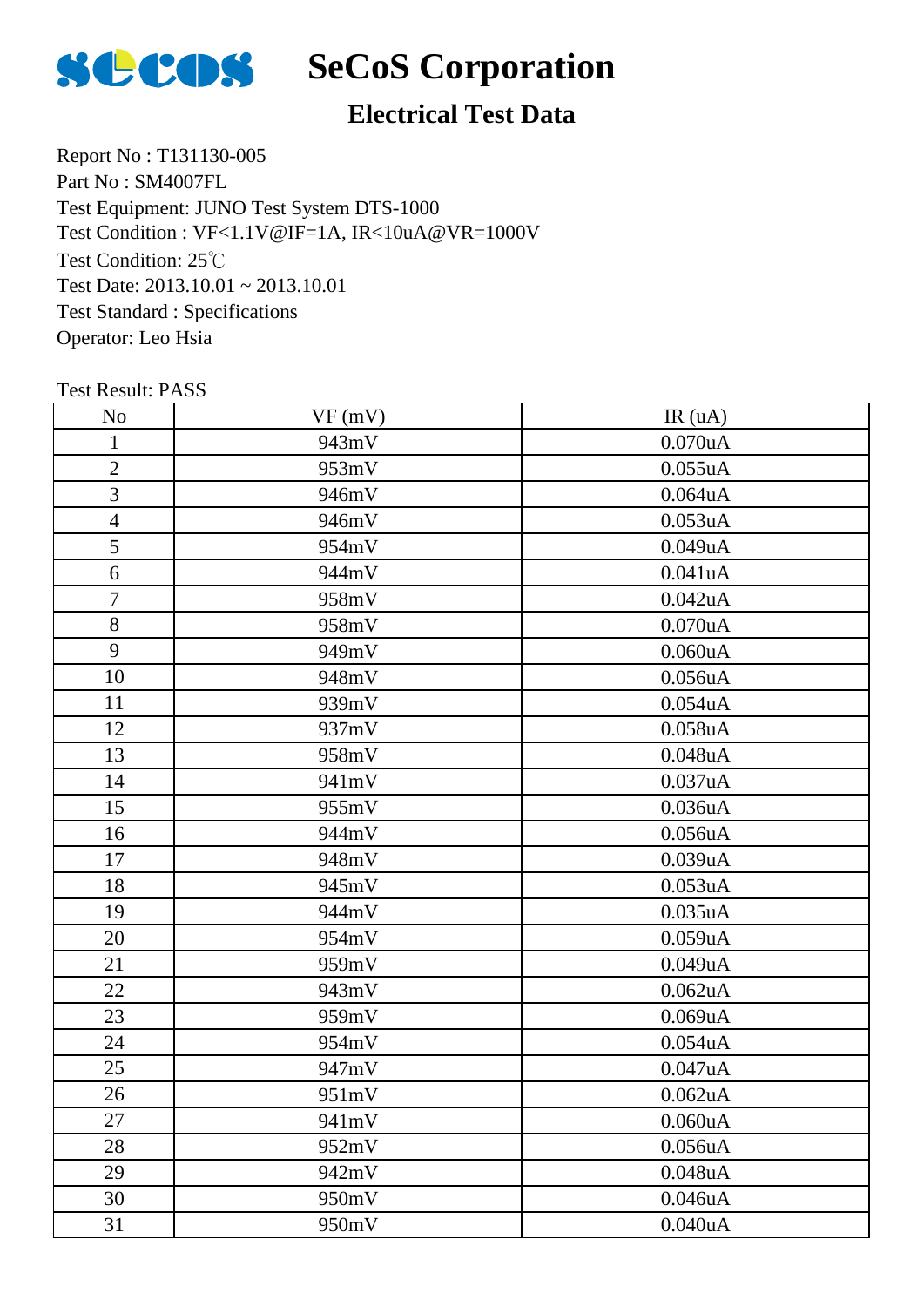# SeCoS Corporation

## Electrical Test Data

Report No : T131130-005
Part No : SM4007FL
Test Equipment: JUNO Test System DTS-1000
Test Condition : VF<1.1V@IF=1A, IR<10uA@VR=1000V
Test Condition: 25℃
Test Date: 2013.10.01 ~ 2013.10.01
Test Standard : Specifications
Operator: Leo Hsia

Test Result: PASS

| No | VF (mV) | IR (uA) |
|---|---|---|
| 1 | 943mV | 0.070uA |
| 2 | 953mV | 0.055uA |
| 3 | 946mV | 0.064uA |
| 4 | 946mV | 0.053uA |
| 5 | 954mV | 0.049uA |
| 6 | 944mV | 0.041uA |
| 7 | 958mV | 0.042uA |
| 8 | 958mV | 0.070uA |
| 9 | 949mV | 0.060uA |
| 10 | 948mV | 0.056uA |
| 11 | 939mV | 0.054uA |
| 12 | 937mV | 0.058uA |
| 13 | 958mV | 0.048uA |
| 14 | 941mV | 0.037uA |
| 15 | 955mV | 0.036uA |
| 16 | 944mV | 0.056uA |
| 17 | 948mV | 0.039uA |
| 18 | 945mV | 0.053uA |
| 19 | 944mV | 0.035uA |
| 20 | 954mV | 0.059uA |
| 21 | 959mV | 0.049uA |
| 22 | 943mV | 0.062uA |
| 23 | 959mV | 0.069uA |
| 24 | 954mV | 0.054uA |
| 25 | 947mV | 0.047uA |
| 26 | 951mV | 0.062uA |
| 27 | 941mV | 0.060uA |
| 28 | 952mV | 0.056uA |
| 29 | 942mV | 0.048uA |
| 30 | 950mV | 0.046uA |
| 31 | 950mV | 0.040uA |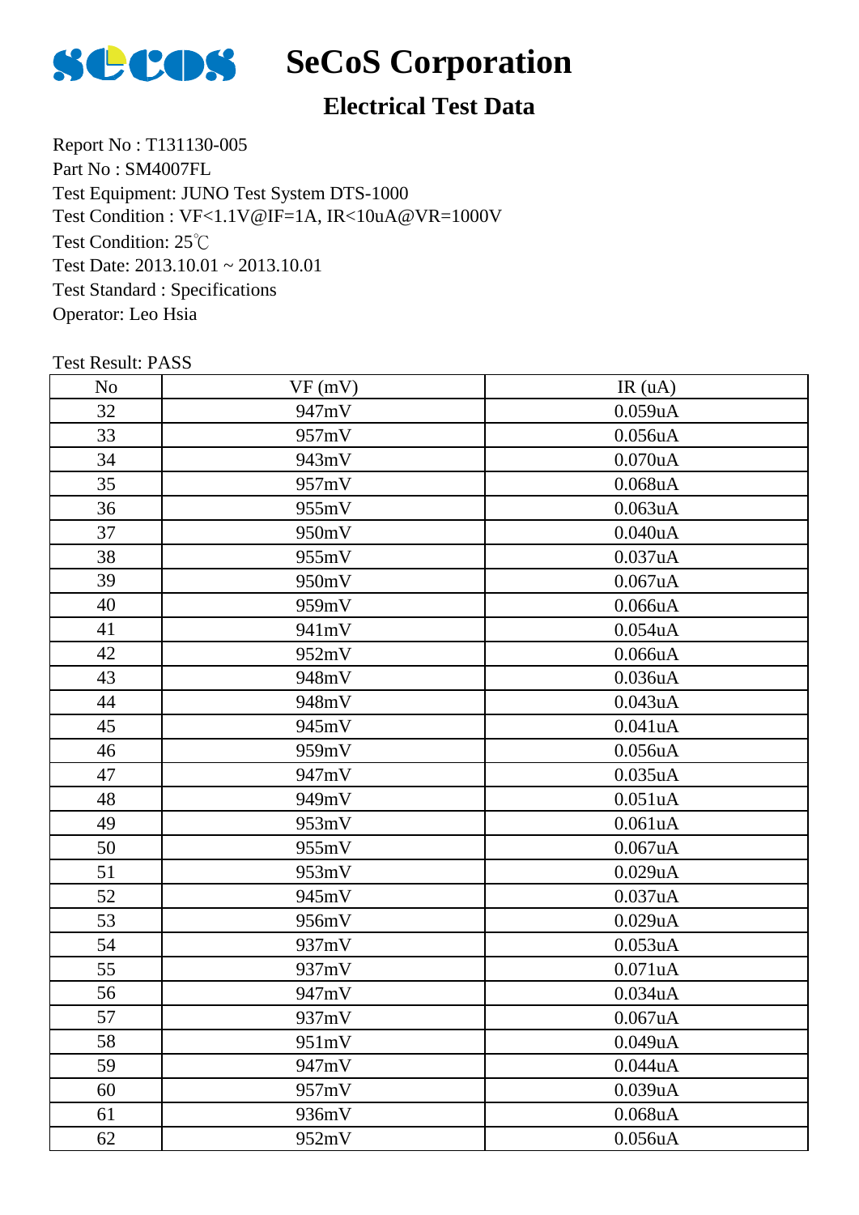# SeCoS Corporation

## Electrical Test Data

Report No : T131130-005
Part No : SM4007FL
Test Equipment: JUNO Test System DTS-1000
Test Condition : VF<1.1V@IF=1A, IR<10uA@VR=1000V
Test Condition: 25℃
Test Date: 2013.10.01 ~ 2013.10.01
Test Standard : Specifications
Operator: Leo Hsia

Test Result: PASS

| No | VF (mV) | IR (uA) |
|---|---|---|
| 32 | 947mV | 0.059uA |
| 33 | 957mV | 0.056uA |
| 34 | 943mV | 0.070uA |
| 35 | 957mV | 0.068uA |
| 36 | 955mV | 0.063uA |
| 37 | 950mV | 0.040uA |
| 38 | 955mV | 0.037uA |
| 39 | 950mV | 0.067uA |
| 40 | 959mV | 0.066uA |
| 41 | 941mV | 0.054uA |
| 42 | 952mV | 0.066uA |
| 43 | 948mV | 0.036uA |
| 44 | 948mV | 0.043uA |
| 45 | 945mV | 0.041uA |
| 46 | 959mV | 0.056uA |
| 47 | 947mV | 0.035uA |
| 48 | 949mV | 0.051uA |
| 49 | 953mV | 0.061uA |
| 50 | 955mV | 0.067uA |
| 51 | 953mV | 0.029uA |
| 52 | 945mV | 0.037uA |
| 53 | 956mV | 0.029uA |
| 54 | 937mV | 0.053uA |
| 55 | 937mV | 0.071uA |
| 56 | 947mV | 0.034uA |
| 57 | 937mV | 0.067uA |
| 58 | 951mV | 0.049uA |
| 59 | 947mV | 0.044uA |
| 60 | 957mV | 0.039uA |
| 61 | 936mV | 0.068uA |
| 62 | 952mV | 0.056uA |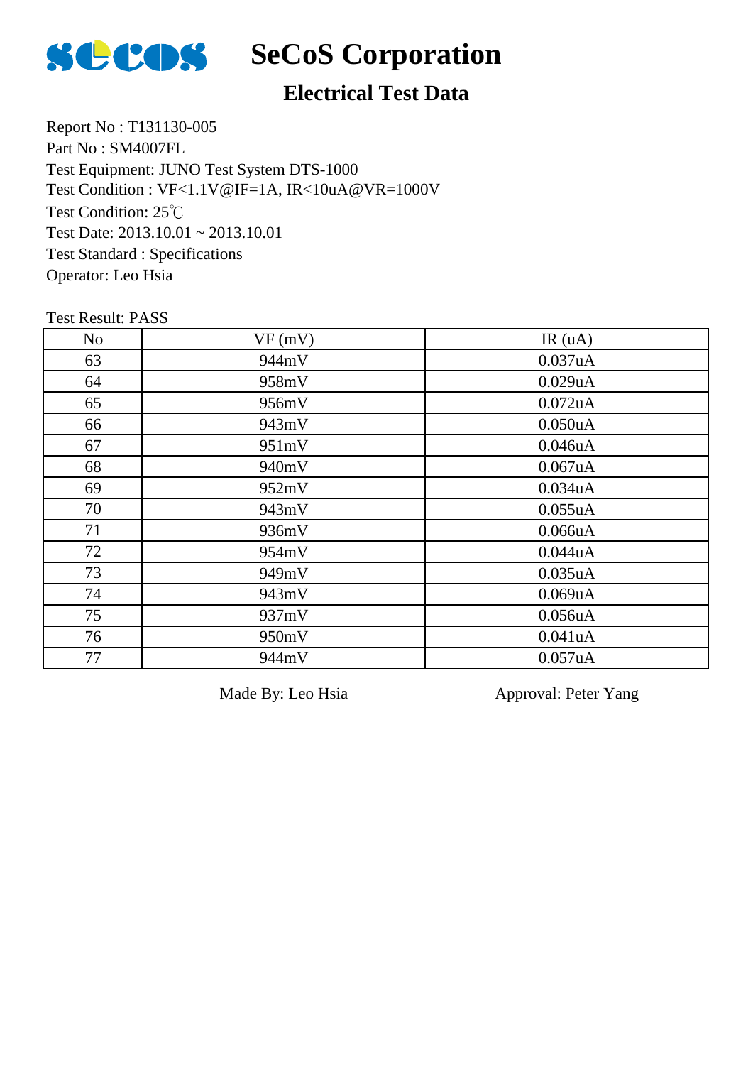# SeCoS Corporation

## Electrical Test Data

Report No : T131130-005
Part No : SM4007FL
Test Equipment: JUNO Test System DTS-1000
Test Condition : VF<1.1V@IF=1A, IR<10uA@VR=1000V
Test Condition: 25℃
Test Date: 2013.10.01 ~ 2013.10.01
Test Standard : Specifications
Operator: Leo Hsia

Test Result: PASS

| No | VF (mV) | IR (uA) |
|---|---|---|
| 63 | 944mV | 0.037uA |
| 64 | 958mV | 0.029uA |
| 65 | 956mV | 0.072uA |
| 66 | 943mV | 0.050uA |
| 67 | 951mV | 0.046uA |
| 68 | 940mV | 0.067uA |
| 69 | 952mV | 0.034uA |
| 70 | 943mV | 0.055uA |
| 71 | 936mV | 0.066uA |
| 72 | 954mV | 0.044uA |
| 73 | 949mV | 0.035uA |
| 74 | 943mV | 0.069uA |
| 75 | 937mV | 0.056uA |
| 76 | 950mV | 0.041uA |
| 77 | 944mV | 0.057uA |

Made By: Leo Hsia    Approval: Peter Yang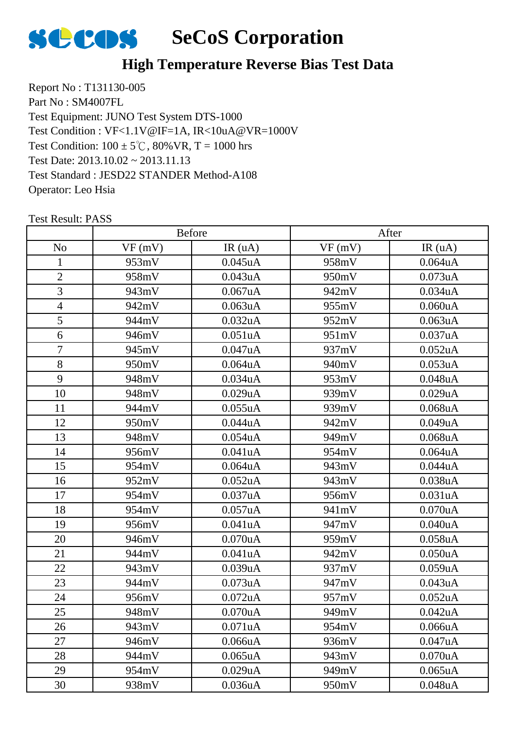# SeCoS Corporation

## High Temperature Reverse Bias Test Data

Report No : T131130-005
Part No : SM4007FL
Test Equipment: JUNO Test System DTS-1000
Test Condition : VF<1.1V@IF=1A, IR<10uA@VR=1000V
Test Condition: 100 ± 5℃, 80%VR, T = 1000 hrs
Test Date: 2013.10.02 ~ 2013.11.13
Test Standard : JESD22 STANDER Method-A108
Operator: Leo Hsia

Test Result: PASS

| | Before | | After | |
|---|---|---|---|---|
| No | VF (mV) | IR (uA) | VF (mV) | IR (uA) |
| 1 | 953mV | 0.045uA | 958mV | 0.064uA |
| 2 | 958mV | 0.043uA | 950mV | 0.073uA |
| 3 | 943mV | 0.067uA | 942mV | 0.034uA |
| 4 | 942mV | 0.063uA | 955mV | 0.060uA |
| 5 | 944mV | 0.032uA | 952mV | 0.063uA |
| 6 | 946mV | 0.051uA | 951mV | 0.037uA |
| 7 | 945mV | 0.047uA | 937mV | 0.052uA |
| 8 | 950mV | 0.064uA | 940mV | 0.053uA |
| 9 | 948mV | 0.034uA | 953mV | 0.048uA |
| 10 | 948mV | 0.029uA | 939mV | 0.029uA |
| 11 | 944mV | 0.055uA | 939mV | 0.068uA |
| 12 | 950mV | 0.044uA | 942mV | 0.049uA |
| 13 | 948mV | 0.054uA | 949mV | 0.068uA |
| 14 | 956mV | 0.041uA | 954mV | 0.064uA |
| 15 | 954mV | 0.064uA | 943mV | 0.044uA |
| 16 | 952mV | 0.052uA | 943mV | 0.038uA |
| 17 | 954mV | 0.037uA | 956mV | 0.031uA |
| 18 | 954mV | 0.057uA | 941mV | 0.070uA |
| 19 | 956mV | 0.041uA | 947mV | 0.040uA |
| 20 | 946mV | 0.070uA | 959mV | 0.058uA |
| 21 | 944mV | 0.041uA | 942mV | 0.050uA |
| 22 | 943mV | 0.039uA | 937mV | 0.059uA |
| 23 | 944mV | 0.073uA | 947mV | 0.043uA |
| 24 | 956mV | 0.072uA | 957mV | 0.052uA |
| 25 | 948mV | 0.070uA | 949mV | 0.042uA |
| 26 | 943mV | 0.071uA | 954mV | 0.066uA |
| 27 | 946mV | 0.066uA | 936mV | 0.047uA |
| 28 | 944mV | 0.065uA | 943mV | 0.070uA |
| 29 | 954mV | 0.029uA | 949mV | 0.065uA |
| 30 | 938mV | 0.036uA | 950mV | 0.048uA |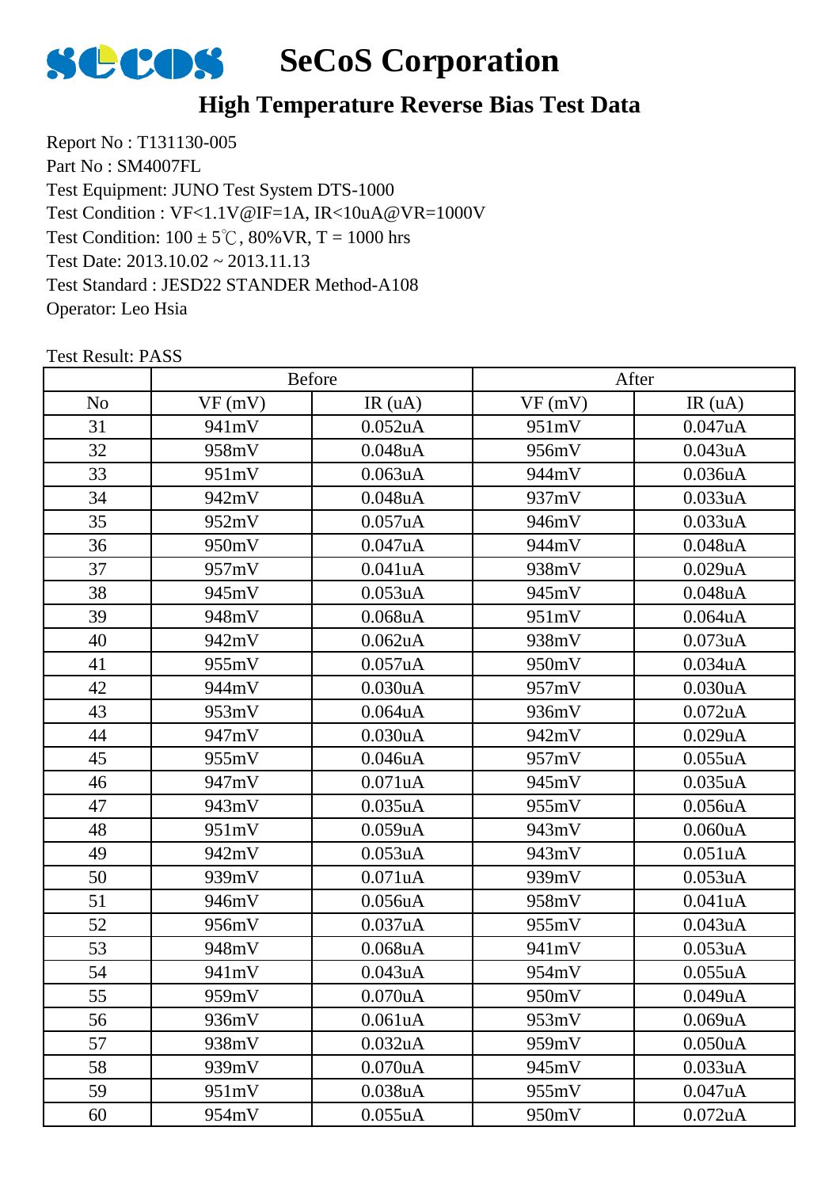# SeCoS Corporation

## High Temperature Reverse Bias Test Data

Report No : T131130-005
Part No : SM4007FL
Test Equipment: JUNO Test System DTS-1000
Test Condition : VF<1.1V@IF=1A, IR<10uA@VR=1000V
Test Condition: 100 ± 5℃, 80%VR, T = 1000 hrs
Test Date: 2013.10.02 ~ 2013.11.13
Test Standard : JESD22 STANDER Method-A108
Operator: Leo Hsia

Test Result: PASS

| | Before | | After | |
|---|---|---|---|---|
| No | VF (mV) | IR (uA) | VF (mV) | IR (uA) |
| 31 | 941mV | 0.052uA | 951mV | 0.047uA |
| 32 | 958mV | 0.048uA | 956mV | 0.043uA |
| 33 | 951mV | 0.063uA | 944mV | 0.036uA |
| 34 | 942mV | 0.048uA | 937mV | 0.033uA |
| 35 | 952mV | 0.057uA | 946mV | 0.033uA |
| 36 | 950mV | 0.047uA | 944mV | 0.048uA |
| 37 | 957mV | 0.041uA | 938mV | 0.029uA |
| 38 | 945mV | 0.053uA | 945mV | 0.048uA |
| 39 | 948mV | 0.068uA | 951mV | 0.064uA |
| 40 | 942mV | 0.062uA | 938mV | 0.073uA |
| 41 | 955mV | 0.057uA | 950mV | 0.034uA |
| 42 | 944mV | 0.030uA | 957mV | 0.030uA |
| 43 | 953mV | 0.064uA | 936mV | 0.072uA |
| 44 | 947mV | 0.030uA | 942mV | 0.029uA |
| 45 | 955mV | 0.046uA | 957mV | 0.055uA |
| 46 | 947mV | 0.071uA | 945mV | 0.035uA |
| 47 | 943mV | 0.035uA | 955mV | 0.056uA |
| 48 | 951mV | 0.059uA | 943mV | 0.060uA |
| 49 | 942mV | 0.053uA | 943mV | 0.051uA |
| 50 | 939mV | 0.071uA | 939mV | 0.053uA |
| 51 | 946mV | 0.056uA | 958mV | 0.041uA |
| 52 | 956mV | 0.037uA | 955mV | 0.043uA |
| 53 | 948mV | 0.068uA | 941mV | 0.053uA |
| 54 | 941mV | 0.043uA | 954mV | 0.055uA |
| 55 | 959mV | 0.070uA | 950mV | 0.049uA |
| 56 | 936mV | 0.061uA | 953mV | 0.069uA |
| 57 | 938mV | 0.032uA | 959mV | 0.050uA |
| 58 | 939mV | 0.070uA | 945mV | 0.033uA |
| 59 | 951mV | 0.038uA | 955mV | 0.047uA |
| 60 | 954mV | 0.055uA | 950mV | 0.072uA |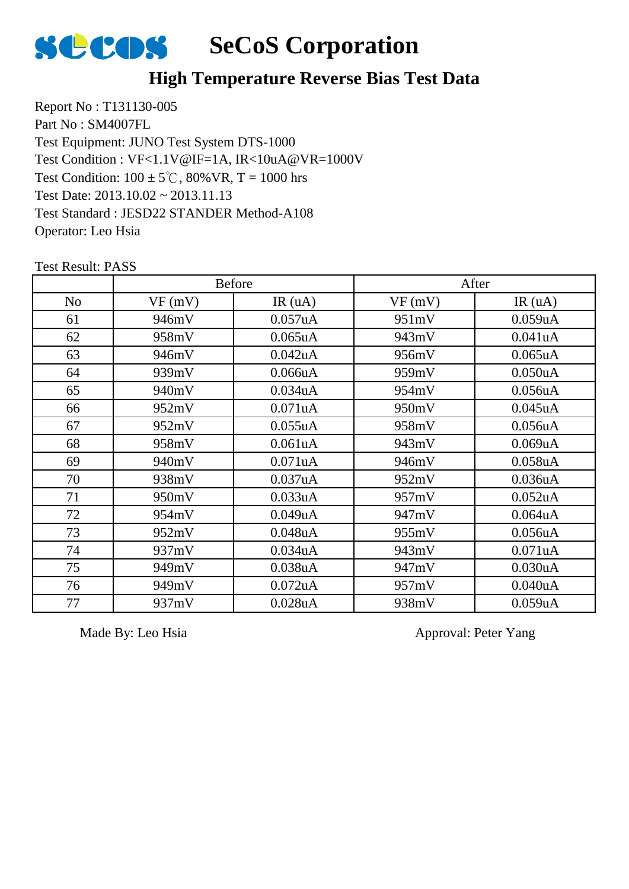# SeCoS Corporation

## High Temperature Reverse Bias Test Data

Report No : T131130-005
Part No : SM4007FL
Test Equipment: JUNO Test System DTS-1000
Test Condition : VF<1.1V@IF=1A, IR<10uA@VR=1000V
Test Condition: 100 ± 5℃, 80%VR, T = 1000 hrs
Test Date: 2013.10.02 ~ 2013.11.13
Test Standard : JESD22 STANDER Method-A108
Operator: Leo Hsia

Test Result: PASS

| | Before | | After | |
|---|---|---|---|---|
| No | VF (mV) | IR (uA) | VF (mV) | IR (uA) |
| 61 | 946mV | 0.057uA | 951mV | 0.059uA |
| 62 | 958mV | 0.065uA | 943mV | 0.041uA |
| 63 | 946mV | 0.042uA | 956mV | 0.065uA |
| 64 | 939mV | 0.066uA | 959mV | 0.050uA |
| 65 | 940mV | 0.034uA | 954mV | 0.056uA |
| 66 | 952mV | 0.071uA | 950mV | 0.045uA |
| 67 | 952mV | 0.055uA | 958mV | 0.056uA |
| 68 | 958mV | 0.061uA | 943mV | 0.069uA |
| 69 | 940mV | 0.071uA | 946mV | 0.058uA |
| 70 | 938mV | 0.037uA | 952mV | 0.036uA |
| 71 | 950mV | 0.033uA | 957mV | 0.052uA |
| 72 | 954mV | 0.049uA | 947mV | 0.064uA |
| 73 | 952mV | 0.048uA | 955mV | 0.056uA |
| 74 | 937mV | 0.034uA | 943mV | 0.071uA |
| 75 | 949mV | 0.038uA | 947mV | 0.030uA |
| 76 | 949mV | 0.072uA | 957mV | 0.040uA |
| 77 | 937mV | 0.028uA | 938mV | 0.059uA |

Made By: Leo Hsia    Approval: Peter Yang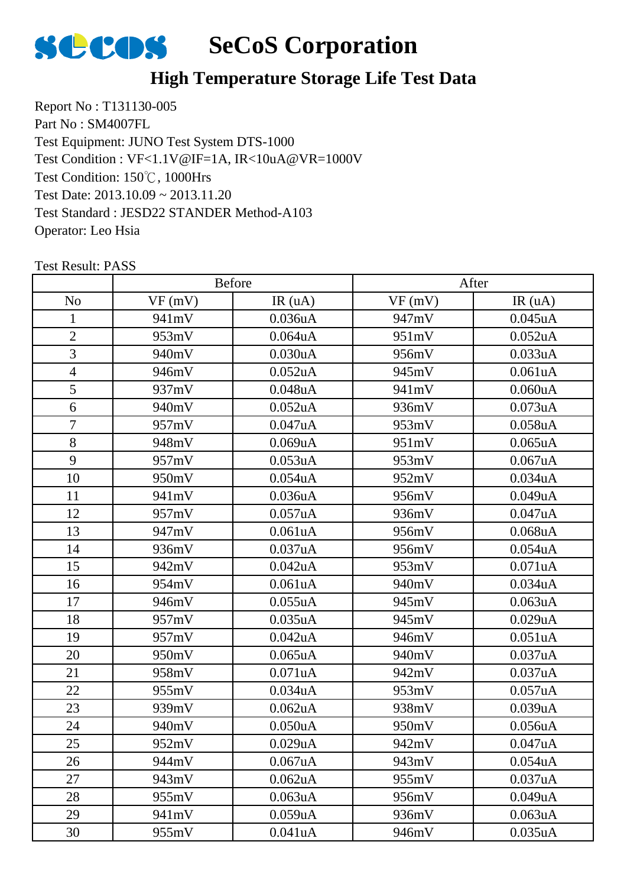# SeCoS Corporation

## High Temperature Storage Life Test Data

Report No : T131130-005
Part No : SM4007FL
Test Equipment: JUNO Test System DTS-1000
Test Condition : VF<1.1V@IF=1A, IR<10uA@VR=1000V
Test Condition: 150℃, 1000Hrs
Test Date: 2013.10.09 ~ 2013.11.20
Test Standard : JESD22 STANDER Method-A103
Operator: Leo Hsia

Test Result: PASS

| | Before | | After | |
|---|---|---|---|---|
| No | VF (mV) | IR (uA) | VF (mV) | IR (uA) |
| 1 | 941mV | 0.036uA | 947mV | 0.045uA |
| 2 | 953mV | 0.064uA | 951mV | 0.052uA |
| 3 | 940mV | 0.030uA | 956mV | 0.033uA |
| 4 | 946mV | 0.052uA | 945mV | 0.061uA |
| 5 | 937mV | 0.048uA | 941mV | 0.060uA |
| 6 | 940mV | 0.052uA | 936mV | 0.073uA |
| 7 | 957mV | 0.047uA | 953mV | 0.058uA |
| 8 | 948mV | 0.069uA | 951mV | 0.065uA |
| 9 | 957mV | 0.053uA | 953mV | 0.067uA |
| 10 | 950mV | 0.054uA | 952mV | 0.034uA |
| 11 | 941mV | 0.036uA | 956mV | 0.049uA |
| 12 | 957mV | 0.057uA | 936mV | 0.047uA |
| 13 | 947mV | 0.061uA | 956mV | 0.068uA |
| 14 | 936mV | 0.037uA | 956mV | 0.054uA |
| 15 | 942mV | 0.042uA | 953mV | 0.071uA |
| 16 | 954mV | 0.061uA | 940mV | 0.034uA |
| 17 | 946mV | 0.055uA | 945mV | 0.063uA |
| 18 | 957mV | 0.035uA | 945mV | 0.029uA |
| 19 | 957mV | 0.042uA | 946mV | 0.051uA |
| 20 | 950mV | 0.065uA | 940mV | 0.037uA |
| 21 | 958mV | 0.071uA | 942mV | 0.037uA |
| 22 | 955mV | 0.034uA | 953mV | 0.057uA |
| 23 | 939mV | 0.062uA | 938mV | 0.039uA |
| 24 | 940mV | 0.050uA | 950mV | 0.056uA |
| 25 | 952mV | 0.029uA | 942mV | 0.047uA |
| 26 | 944mV | 0.067uA | 943mV | 0.054uA |
| 27 | 943mV | 0.062uA | 955mV | 0.037uA |
| 28 | 955mV | 0.063uA | 956mV | 0.049uA |
| 29 | 941mV | 0.059uA | 936mV | 0.063uA |
| 30 | 955mV | 0.041uA | 946mV | 0.035uA |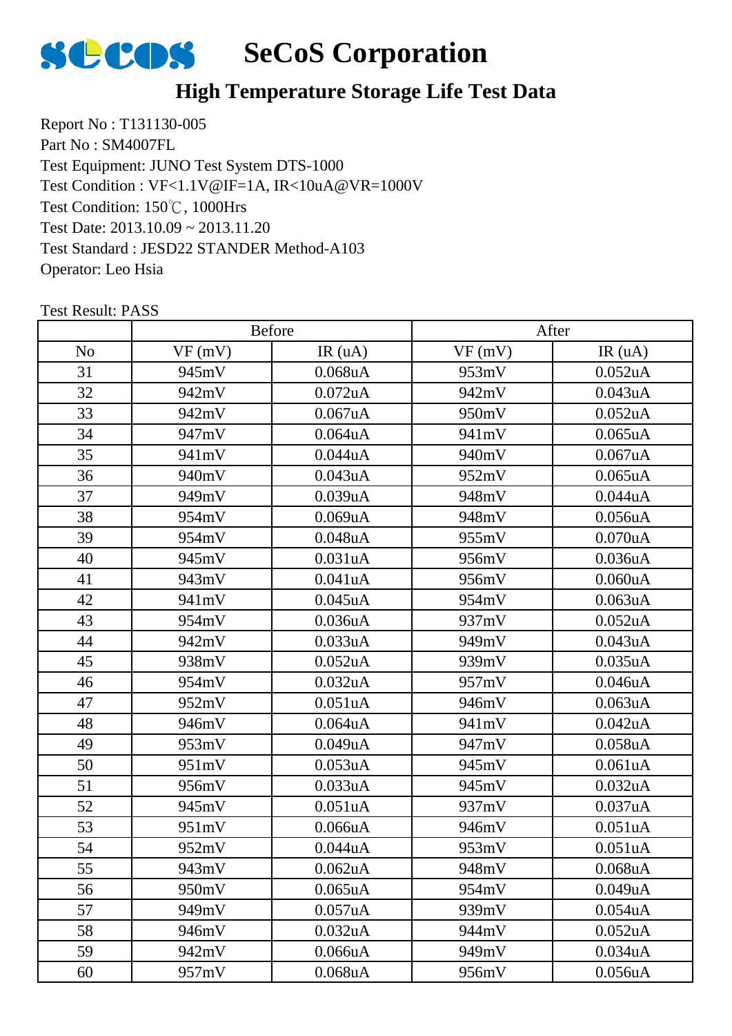# SeCoS Corporation

## High Temperature Storage Life Test Data

Report No : T131130-005
Part No : SM4007FL
Test Equipment: JUNO Test System DTS-1000
Test Condition : VF<1.1V@IF=1A, IR<10uA@VR=1000V
Test Condition: 150℃, 1000Hrs
Test Date: 2013.10.09 ~ 2013.11.20
Test Standard : JESD22 STANDER Method-A103
Operator: Leo Hsia

Test Result: PASS

| | Before | | After | |
|---|---|---|---|---|
| No | VF (mV) | IR (uA) | VF (mV) | IR (uA) |
| 31 | 945mV | 0.068uA | 953mV | 0.052uA |
| 32 | 942mV | 0.072uA | 942mV | 0.043uA |
| 33 | 942mV | 0.067uA | 950mV | 0.052uA |
| 34 | 947mV | 0.064uA | 941mV | 0.065uA |
| 35 | 941mV | 0.044uA | 940mV | 0.067uA |
| 36 | 940mV | 0.043uA | 952mV | 0.065uA |
| 37 | 949mV | 0.039uA | 948mV | 0.044uA |
| 38 | 954mV | 0.069uA | 948mV | 0.056uA |
| 39 | 954mV | 0.048uA | 955mV | 0.070uA |
| 40 | 945mV | 0.031uA | 956mV | 0.036uA |
| 41 | 943mV | 0.041uA | 956mV | 0.060uA |
| 42 | 941mV | 0.045uA | 954mV | 0.063uA |
| 43 | 954mV | 0.036uA | 937mV | 0.052uA |
| 44 | 942mV | 0.033uA | 949mV | 0.043uA |
| 45 | 938mV | 0.052uA | 939mV | 0.035uA |
| 46 | 954mV | 0.032uA | 957mV | 0.046uA |
| 47 | 952mV | 0.051uA | 946mV | 0.063uA |
| 48 | 946mV | 0.064uA | 941mV | 0.042uA |
| 49 | 953mV | 0.049uA | 947mV | 0.058uA |
| 50 | 951mV | 0.053uA | 945mV | 0.061uA |
| 51 | 956mV | 0.033uA | 945mV | 0.032uA |
| 52 | 945mV | 0.051uA | 937mV | 0.037uA |
| 53 | 951mV | 0.066uA | 946mV | 0.051uA |
| 54 | 952mV | 0.044uA | 953mV | 0.051uA |
| 55 | 943mV | 0.062uA | 948mV | 0.068uA |
| 56 | 950mV | 0.065uA | 954mV | 0.049uA |
| 57 | 949mV | 0.057uA | 939mV | 0.054uA |
| 58 | 946mV | 0.032uA | 944mV | 0.052uA |
| 59 | 942mV | 0.066uA | 949mV | 0.034uA |
| 60 | 957mV | 0.068uA | 956mV | 0.056uA |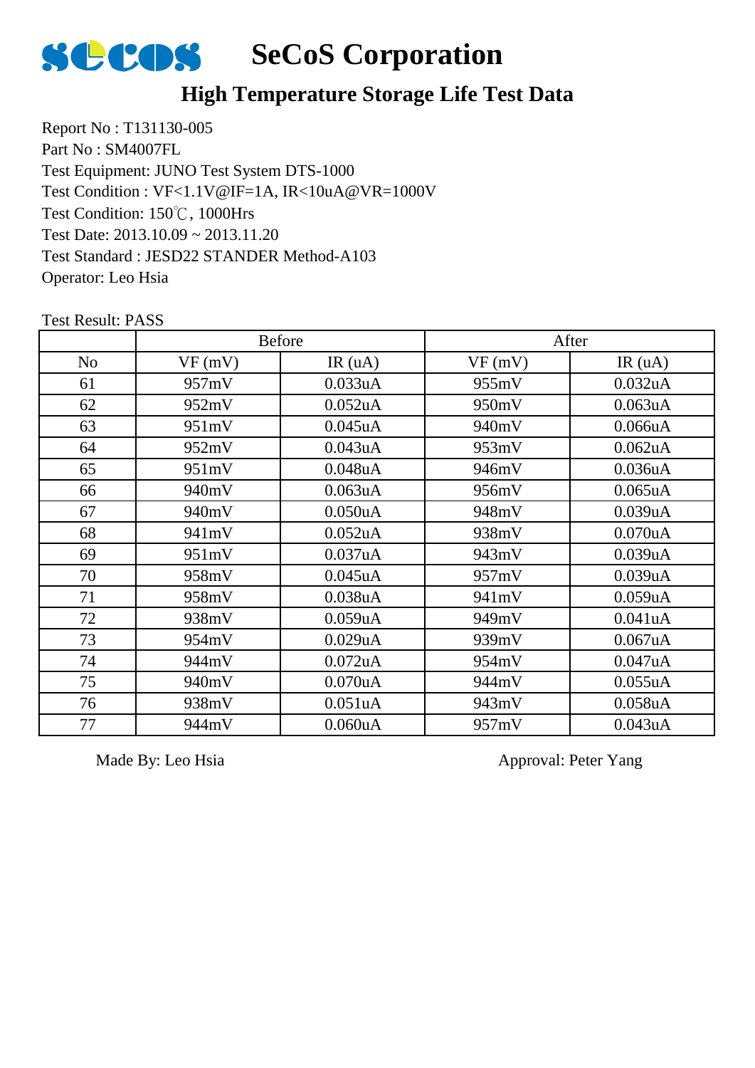# SeCoS Corporation

## High Temperature Storage Life Test Data

Report No : T131130-005
Part No : SM4007FL
Test Equipment: JUNO Test System DTS-1000
Test Condition : VF<1.1V@IF=1A, IR<10uA@VR=1000V
Test Condition: 150℃, 1000Hrs
Test Date: 2013.10.09 ~ 2013.11.20
Test Standard : JESD22 STANDER Method-A103
Operator: Leo Hsia

Test Result: PASS

| | Before | | After | |
|---|---|---|---|---|
| No | VF (mV) | IR (uA) | VF (mV) | IR (uA) |
| 61 | 957mV | 0.033uA | 955mV | 0.032uA |
| 62 | 952mV | 0.052uA | 950mV | 0.063uA |
| 63 | 951mV | 0.045uA | 940mV | 0.066uA |
| 64 | 952mV | 0.043uA | 953mV | 0.062uA |
| 65 | 951mV | 0.048uA | 946mV | 0.036uA |
| 66 | 940mV | 0.063uA | 956mV | 0.065uA |
| 67 | 940mV | 0.050uA | 948mV | 0.039uA |
| 68 | 941mV | 0.052uA | 938mV | 0.070uA |
| 69 | 951mV | 0.037uA | 943mV | 0.039uA |
| 70 | 958mV | 0.045uA | 957mV | 0.039uA |
| 71 | 958mV | 0.038uA | 941mV | 0.059uA |
| 72 | 938mV | 0.059uA | 949mV | 0.041uA |
| 73 | 954mV | 0.029uA | 939mV | 0.067uA |
| 74 | 944mV | 0.072uA | 954mV | 0.047uA |
| 75 | 940mV | 0.070uA | 944mV | 0.055uA |
| 76 | 938mV | 0.051uA | 943mV | 0.058uA |
| 77 | 944mV | 0.060uA | 957mV | 0.043uA |

Made By: Leo Hsia

Approval: Peter Yang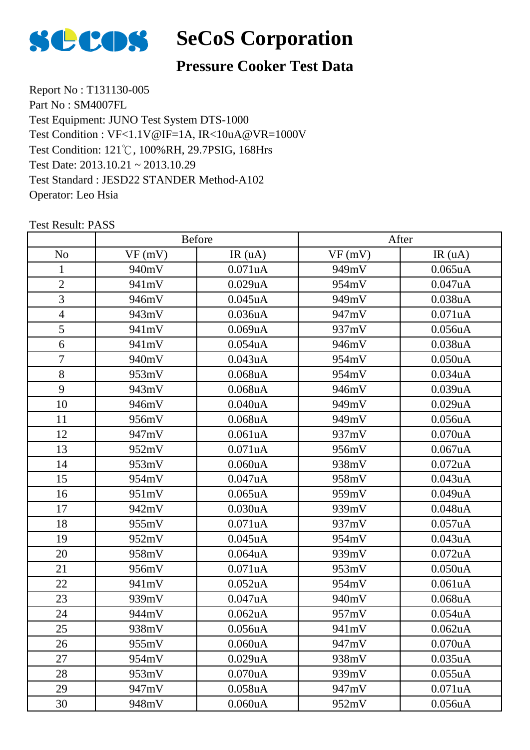# SeCoS Corporation

## Pressure Cooker Test Data

Report No : T131130-005
Part No : SM4007FL
Test Equipment: JUNO Test System DTS-1000
Test Condition : VF<1.1V@IF=1A, IR<10uA@VR=1000V
Test Condition: 121℃, 100%RH, 29.7PSIG, 168Hrs
Test Date: 2013.10.21 ~ 2013.10.29
Test Standard : JESD22 STANDER Method-A102
Operator: Leo Hsia

Test Result: PASS

| | Before | | After | |
|---|---|---|---|---|
| No | VF (mV) | IR (uA) | VF (mV) | IR (uA) |
| 1 | 940mV | 0.071uA | 949mV | 0.065uA |
| 2 | 941mV | 0.029uA | 954mV | 0.047uA |
| 3 | 946mV | 0.045uA | 949mV | 0.038uA |
| 4 | 943mV | 0.036uA | 947mV | 0.071uA |
| 5 | 941mV | 0.069uA | 937mV | 0.056uA |
| 6 | 941mV | 0.054uA | 946mV | 0.038uA |
| 7 | 940mV | 0.043uA | 954mV | 0.050uA |
| 8 | 953mV | 0.068uA | 954mV | 0.034uA |
| 9 | 943mV | 0.068uA | 946mV | 0.039uA |
| 10 | 946mV | 0.040uA | 949mV | 0.029uA |
| 11 | 956mV | 0.068uA | 949mV | 0.056uA |
| 12 | 947mV | 0.061uA | 937mV | 0.070uA |
| 13 | 952mV | 0.071uA | 956mV | 0.067uA |
| 14 | 953mV | 0.060uA | 938mV | 0.072uA |
| 15 | 954mV | 0.047uA | 958mV | 0.043uA |
| 16 | 951mV | 0.065uA | 959mV | 0.049uA |
| 17 | 942mV | 0.030uA | 939mV | 0.048uA |
| 18 | 955mV | 0.071uA | 937mV | 0.057uA |
| 19 | 952mV | 0.045uA | 954mV | 0.043uA |
| 20 | 958mV | 0.064uA | 939mV | 0.072uA |
| 21 | 956mV | 0.071uA | 953mV | 0.050uA |
| 22 | 941mV | 0.052uA | 954mV | 0.061uA |
| 23 | 939mV | 0.047uA | 940mV | 0.068uA |
| 24 | 944mV | 0.062uA | 957mV | 0.054uA |
| 25 | 938mV | 0.056uA | 941mV | 0.062uA |
| 26 | 955mV | 0.060uA | 947mV | 0.070uA |
| 27 | 954mV | 0.029uA | 938mV | 0.035uA |
| 28 | 953mV | 0.070uA | 939mV | 0.055uA |
| 29 | 947mV | 0.058uA | 947mV | 0.071uA |
| 30 | 948mV | 0.060uA | 952mV | 0.056uA |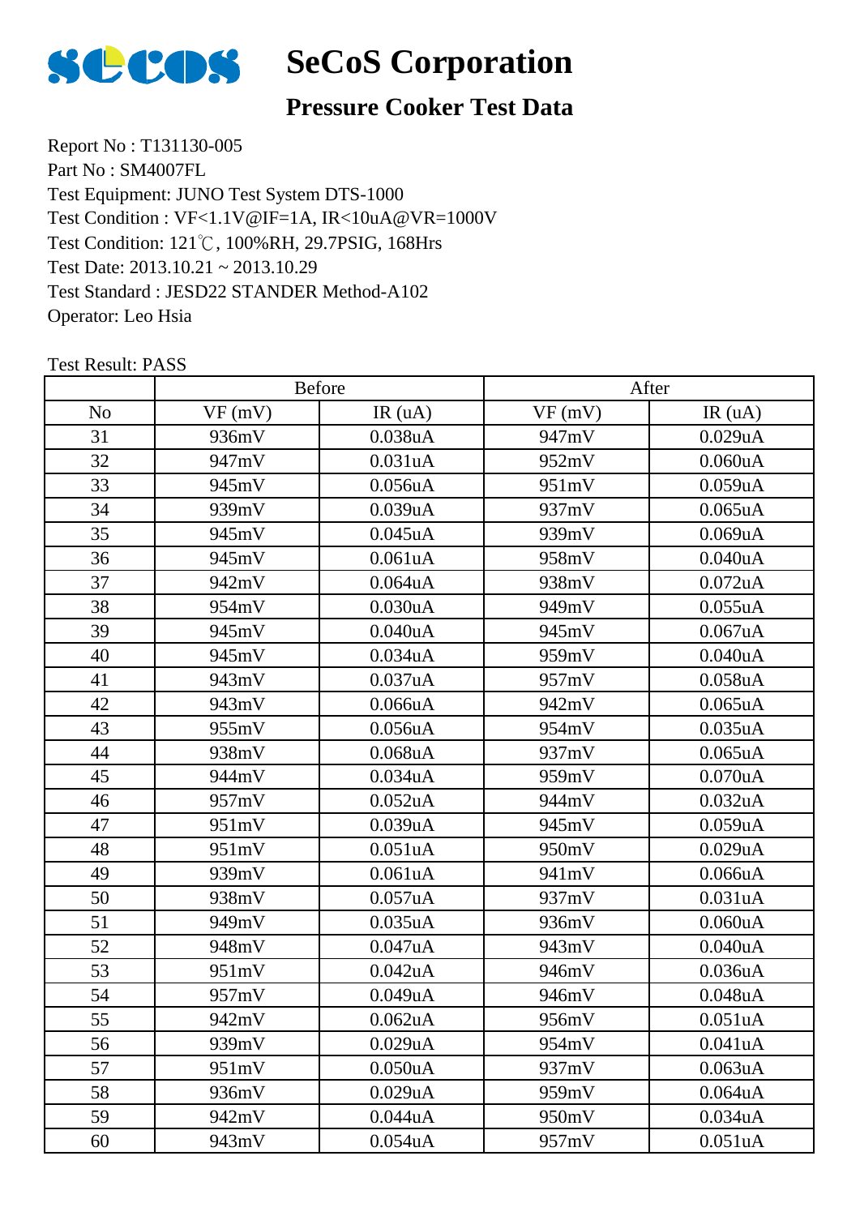# SeCoS Corporation

## Pressure Cooker Test Data

Report No : T131130-005
Part No : SM4007FL
Test Equipment: JUNO Test System DTS-1000
Test Condition : VF<1.1V@IF=1A, IR<10uA@VR=1000V
Test Condition: 121℃, 100%RH, 29.7PSIG, 168Hrs
Test Date: 2013.10.21 ~ 2013.10.29
Test Standard : JESD22 STANDER Method-A102
Operator: Leo Hsia

Test Result: PASS

| | Before | | After | |
|---|---|---|---|---|
| No | VF (mV) | IR (uA) | VF (mV) | IR (uA) |
| 31 | 936mV | 0.038uA | 947mV | 0.029uA |
| 32 | 947mV | 0.031uA | 952mV | 0.060uA |
| 33 | 945mV | 0.056uA | 951mV | 0.059uA |
| 34 | 939mV | 0.039uA | 937mV | 0.065uA |
| 35 | 945mV | 0.045uA | 939mV | 0.069uA |
| 36 | 945mV | 0.061uA | 958mV | 0.040uA |
| 37 | 942mV | 0.064uA | 938mV | 0.072uA |
| 38 | 954mV | 0.030uA | 949mV | 0.055uA |
| 39 | 945mV | 0.040uA | 945mV | 0.067uA |
| 40 | 945mV | 0.034uA | 959mV | 0.040uA |
| 41 | 943mV | 0.037uA | 957mV | 0.058uA |
| 42 | 943mV | 0.066uA | 942mV | 0.065uA |
| 43 | 955mV | 0.056uA | 954mV | 0.035uA |
| 44 | 938mV | 0.068uA | 937mV | 0.065uA |
| 45 | 944mV | 0.034uA | 959mV | 0.070uA |
| 46 | 957mV | 0.052uA | 944mV | 0.032uA |
| 47 | 951mV | 0.039uA | 945mV | 0.059uA |
| 48 | 951mV | 0.051uA | 950mV | 0.029uA |
| 49 | 939mV | 0.061uA | 941mV | 0.066uA |
| 50 | 938mV | 0.057uA | 937mV | 0.031uA |
| 51 | 949mV | 0.035uA | 936mV | 0.060uA |
| 52 | 948mV | 0.047uA | 943mV | 0.040uA |
| 53 | 951mV | 0.042uA | 946mV | 0.036uA |
| 54 | 957mV | 0.049uA | 946mV | 0.048uA |
| 55 | 942mV | 0.062uA | 956mV | 0.051uA |
| 56 | 939mV | 0.029uA | 954mV | 0.041uA |
| 57 | 951mV | 0.050uA | 937mV | 0.063uA |
| 58 | 936mV | 0.029uA | 959mV | 0.064uA |
| 59 | 942mV | 0.044uA | 950mV | 0.034uA |
| 60 | 943mV | 0.054uA | 957mV | 0.051uA |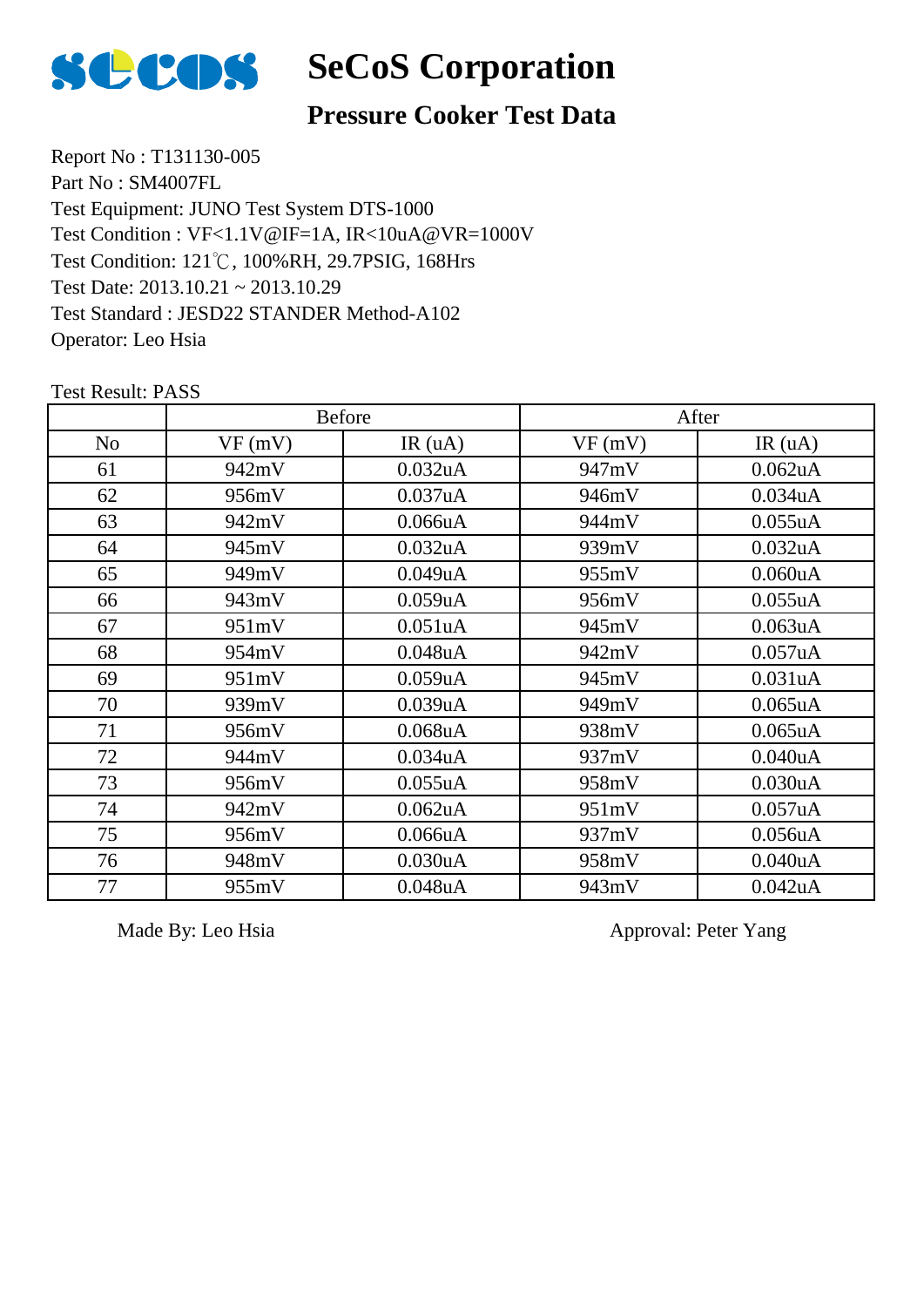# SeCoS Corporation

## Pressure Cooker Test Data

Report No : T131130-005
Part No : SM4007FL
Test Equipment: JUNO Test System DTS-1000
Test Condition : VF<1.1V@IF=1A, IR<10uA@VR=1000V
Test Condition: 121℃, 100%RH, 29.7PSIG, 168Hrs
Test Date: 2013.10.21 ~ 2013.10.29
Test Standard : JESD22 STANDER Method-A102
Operator: Leo Hsia

Test Result: PASS

| | Before | | After | |
|---|---|---|---|---|
| No | VF (mV) | IR (uA) | VF (mV) | IR (uA) |
| 61 | 942mV | 0.032uA | 947mV | 0.062uA |
| 62 | 956mV | 0.037uA | 946mV | 0.034uA |
| 63 | 942mV | 0.066uA | 944mV | 0.055uA |
| 64 | 945mV | 0.032uA | 939mV | 0.032uA |
| 65 | 949mV | 0.049uA | 955mV | 0.060uA |
| 66 | 943mV | 0.059uA | 956mV | 0.055uA |
| 67 | 951mV | 0.051uA | 945mV | 0.063uA |
| 68 | 954mV | 0.048uA | 942mV | 0.057uA |
| 69 | 951mV | 0.059uA | 945mV | 0.031uA |
| 70 | 939mV | 0.039uA | 949mV | 0.065uA |
| 71 | 956mV | 0.068uA | 938mV | 0.065uA |
| 72 | 944mV | 0.034uA | 937mV | 0.040uA |
| 73 | 956mV | 0.055uA | 958mV | 0.030uA |
| 74 | 942mV | 0.062uA | 951mV | 0.057uA |
| 75 | 956mV | 0.066uA | 937mV | 0.056uA |
| 76 | 948mV | 0.030uA | 958mV | 0.040uA |
| 77 | 955mV | 0.048uA | 943mV | 0.042uA |

Made By: Leo Hsia

Approval: Peter Yang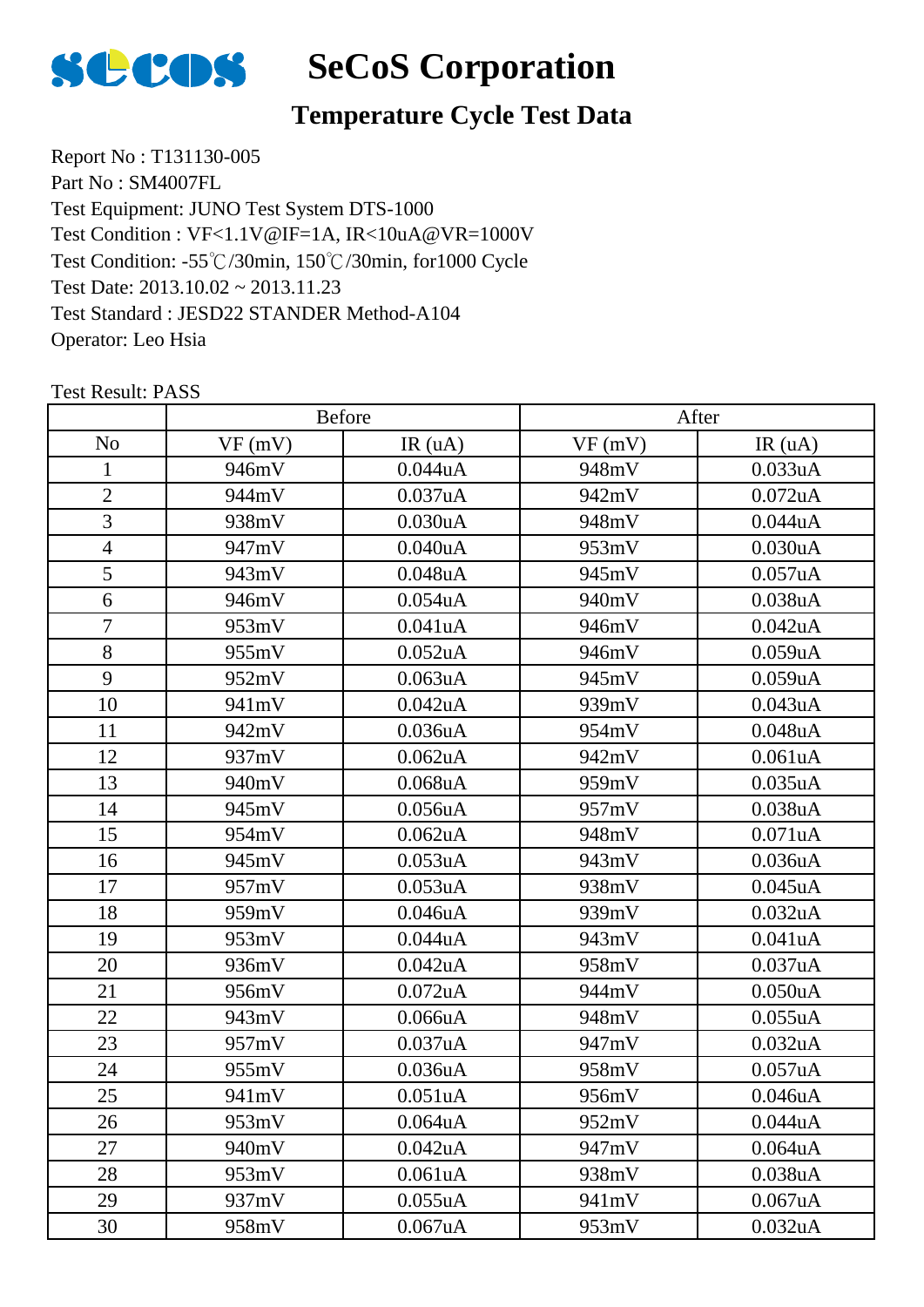# SeCoS Corporation

## Temperature Cycle Test Data

Report No : T131130-005
Part No : SM4007FL
Test Equipment: JUNO Test System DTS-1000
Test Condition : VF<1.1V@IF=1A, IR<10uA@VR=1000V
Test Condition: -55℃/30min, 150℃/30min, for1000 Cycle
Test Date: 2013.10.02 ~ 2013.11.23
Test Standard : JESD22 STANDER Method-A104
Operator: Leo Hsia

Test Result: PASS

| | Before | | After | |
|---|---|---|---|---|
| No | VF (mV) | IR (uA) | VF (mV) | IR (uA) |
| 1 | 946mV | 0.044uA | 948mV | 0.033uA |
| 2 | 944mV | 0.037uA | 942mV | 0.072uA |
| 3 | 938mV | 0.030uA | 948mV | 0.044uA |
| 4 | 947mV | 0.040uA | 953mV | 0.030uA |
| 5 | 943mV | 0.048uA | 945mV | 0.057uA |
| 6 | 946mV | 0.054uA | 940mV | 0.038uA |
| 7 | 953mV | 0.041uA | 946mV | 0.042uA |
| 8 | 955mV | 0.052uA | 946mV | 0.059uA |
| 9 | 952mV | 0.063uA | 945mV | 0.059uA |
| 10 | 941mV | 0.042uA | 939mV | 0.043uA |
| 11 | 942mV | 0.036uA | 954mV | 0.048uA |
| 12 | 937mV | 0.062uA | 942mV | 0.061uA |
| 13 | 940mV | 0.068uA | 959mV | 0.035uA |
| 14 | 945mV | 0.056uA | 957mV | 0.038uA |
| 15 | 954mV | 0.062uA | 948mV | 0.071uA |
| 16 | 945mV | 0.053uA | 943mV | 0.036uA |
| 17 | 957mV | 0.053uA | 938mV | 0.045uA |
| 18 | 959mV | 0.046uA | 939mV | 0.032uA |
| 19 | 953mV | 0.044uA | 943mV | 0.041uA |
| 20 | 936mV | 0.042uA | 958mV | 0.037uA |
| 21 | 956mV | 0.072uA | 944mV | 0.050uA |
| 22 | 943mV | 0.066uA | 948mV | 0.055uA |
| 23 | 957mV | 0.037uA | 947mV | 0.032uA |
| 24 | 955mV | 0.036uA | 958mV | 0.057uA |
| 25 | 941mV | 0.051uA | 956mV | 0.046uA |
| 26 | 953mV | 0.064uA | 952mV | 0.044uA |
| 27 | 940mV | 0.042uA | 947mV | 0.064uA |
| 28 | 953mV | 0.061uA | 938mV | 0.038uA |
| 29 | 937mV | 0.055uA | 941mV | 0.067uA |
| 30 | 958mV | 0.067uA | 953mV | 0.032uA |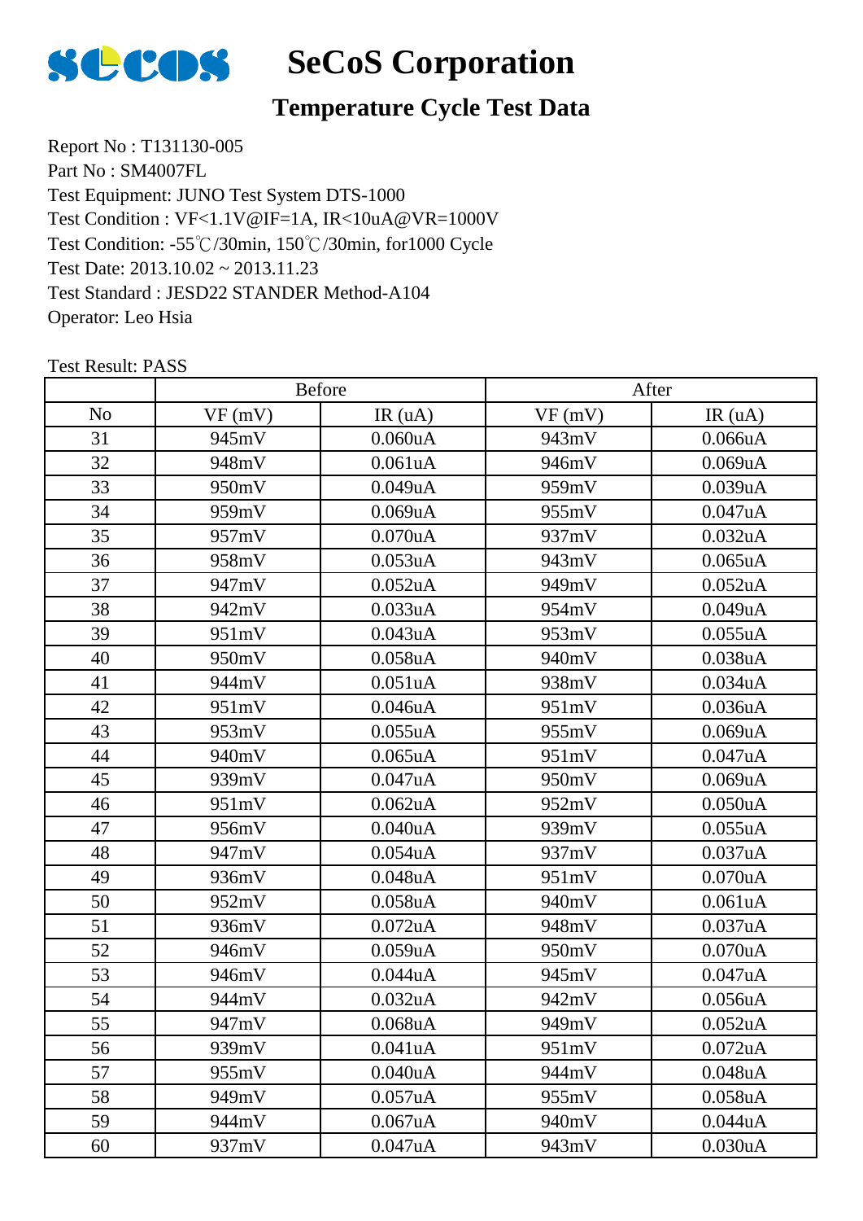# SeCoS Corporation

## Temperature Cycle Test Data

Report No : T131130-005
Part No : SM4007FL
Test Equipment: JUNO Test System DTS-1000
Test Condition : VF<1.1V@IF=1A, IR<10uA@VR=1000V
Test Condition: -55℃/30min, 150℃/30min, for1000 Cycle
Test Date: 2013.10.02 ~ 2013.11.23
Test Standard : JESD22 STANDER Method-A104
Operator: Leo Hsia

Test Result: PASS

| | Before | | After | |
|---|---|---|---|---|
| No | VF (mV) | IR (uA) | VF (mV) | IR (uA) |
| 31 | 945mV | 0.060uA | 943mV | 0.066uA |
| 32 | 948mV | 0.061uA | 946mV | 0.069uA |
| 33 | 950mV | 0.049uA | 959mV | 0.039uA |
| 34 | 959mV | 0.069uA | 955mV | 0.047uA |
| 35 | 957mV | 0.070uA | 937mV | 0.032uA |
| 36 | 958mV | 0.053uA | 943mV | 0.065uA |
| 37 | 947mV | 0.052uA | 949mV | 0.052uA |
| 38 | 942mV | 0.033uA | 954mV | 0.049uA |
| 39 | 951mV | 0.043uA | 953mV | 0.055uA |
| 40 | 950mV | 0.058uA | 940mV | 0.038uA |
| 41 | 944mV | 0.051uA | 938mV | 0.034uA |
| 42 | 951mV | 0.046uA | 951mV | 0.036uA |
| 43 | 953mV | 0.055uA | 955mV | 0.069uA |
| 44 | 940mV | 0.065uA | 951mV | 0.047uA |
| 45 | 939mV | 0.047uA | 950mV | 0.069uA |
| 46 | 951mV | 0.062uA | 952mV | 0.050uA |
| 47 | 956mV | 0.040uA | 939mV | 0.055uA |
| 48 | 947mV | 0.054uA | 937mV | 0.037uA |
| 49 | 936mV | 0.048uA | 951mV | 0.070uA |
| 50 | 952mV | 0.058uA | 940mV | 0.061uA |
| 51 | 936mV | 0.072uA | 948mV | 0.037uA |
| 52 | 946mV | 0.059uA | 950mV | 0.070uA |
| 53 | 946mV | 0.044uA | 945mV | 0.047uA |
| 54 | 944mV | 0.032uA | 942mV | 0.056uA |
| 55 | 947mV | 0.068uA | 949mV | 0.052uA |
| 56 | 939mV | 0.041uA | 951mV | 0.072uA |
| 57 | 955mV | 0.040uA | 944mV | 0.048uA |
| 58 | 949mV | 0.057uA | 955mV | 0.058uA |
| 59 | 944mV | 0.067uA | 940mV | 0.044uA |
| 60 | 937mV | 0.047uA | 943mV | 0.030uA |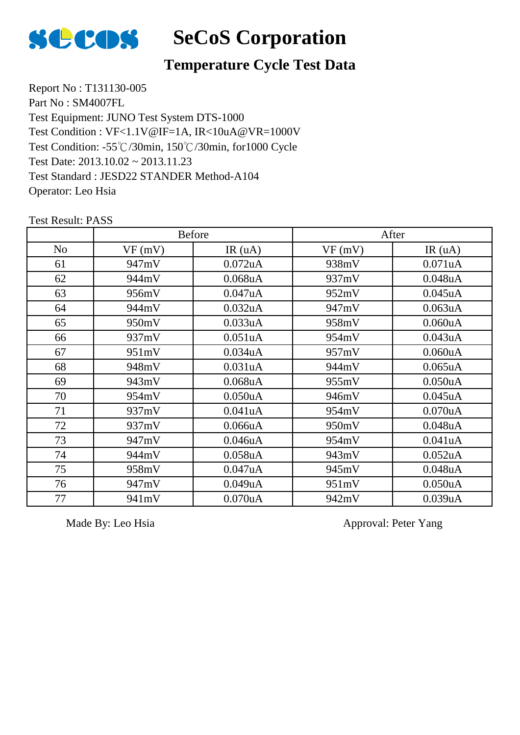# SeCoS Corporation

## Temperature Cycle Test Data

Report No : T131130-005
Part No : SM4007FL
Test Equipment: JUNO Test System DTS-1000
Test Condition : VF<1.1V@IF=1A, IR<10uA@VR=1000V
Test Condition: -55℃/30min, 150℃/30min, for1000 Cycle
Test Date: 2013.10.02 ~ 2013.11.23
Test Standard : JESD22 STANDER Method-A104
Operator: Leo Hsia

Test Result: PASS

| | Before | | After | |
|---|---|---|---|---|
| No | VF (mV) | IR (uA) | VF (mV) | IR (uA) |
| 61 | 947mV | 0.072uA | 938mV | 0.071uA |
| 62 | 944mV | 0.068uA | 937mV | 0.048uA |
| 63 | 956mV | 0.047uA | 952mV | 0.045uA |
| 64 | 944mV | 0.032uA | 947mV | 0.063uA |
| 65 | 950mV | 0.033uA | 958mV | 0.060uA |
| 66 | 937mV | 0.051uA | 954mV | 0.043uA |
| 67 | 951mV | 0.034uA | 957mV | 0.060uA |
| 68 | 948mV | 0.031uA | 944mV | 0.065uA |
| 69 | 943mV | 0.068uA | 955mV | 0.050uA |
| 70 | 954mV | 0.050uA | 946mV | 0.045uA |
| 71 | 937mV | 0.041uA | 954mV | 0.070uA |
| 72 | 937mV | 0.066uA | 950mV | 0.048uA |
| 73 | 947mV | 0.046uA | 954mV | 0.041uA |
| 74 | 944mV | 0.058uA | 943mV | 0.052uA |
| 75 | 958mV | 0.047uA | 945mV | 0.048uA |
| 76 | 947mV | 0.049uA | 951mV | 0.050uA |
| 77 | 941mV | 0.070uA | 942mV | 0.039uA |

Made By: Leo Hsia

Approval: Peter Yang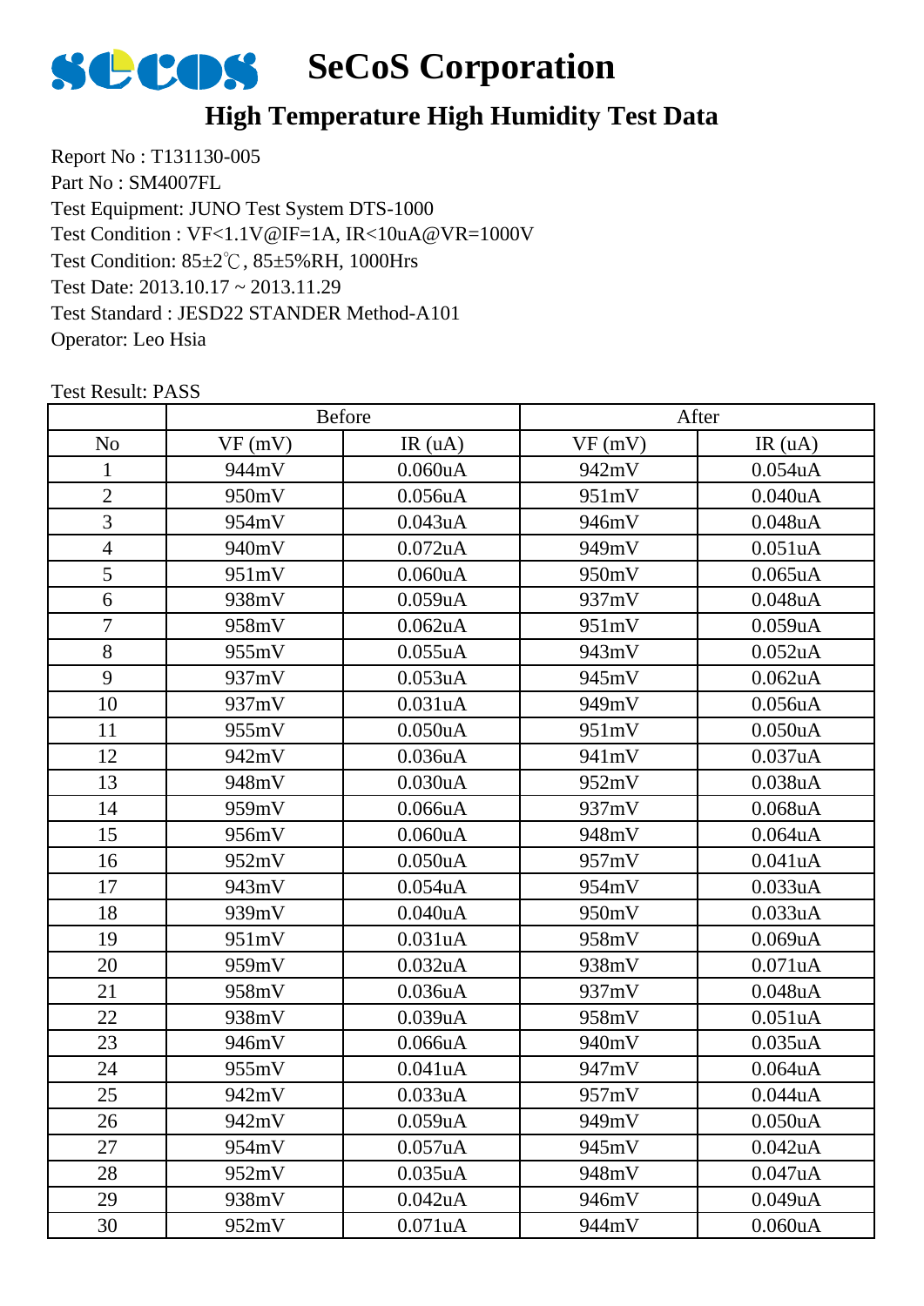# SeCoS Corporation

## High Temperature High Humidity Test Data

Report No : T131130-005
Part No : SM4007FL
Test Equipment: JUNO Test System DTS-1000
Test Condition : VF<1.1V@IF=1A, IR<10uA@VR=1000V
Test Condition: 85±2℃, 85±5%RH, 1000Hrs
Test Date: 2013.10.17 ~ 2013.11.29
Test Standard : JESD22 STANDER Method-A101
Operator: Leo Hsia

Test Result: PASS

| | Before | | After | |
|---|---|---|---|---|
| No | VF (mV) | IR (uA) | VF (mV) | IR (uA) |
| 1 | 944mV | 0.060uA | 942mV | 0.054uA |
| 2 | 950mV | 0.056uA | 951mV | 0.040uA |
| 3 | 954mV | 0.043uA | 946mV | 0.048uA |
| 4 | 940mV | 0.072uA | 949mV | 0.051uA |
| 5 | 951mV | 0.060uA | 950mV | 0.065uA |
| 6 | 938mV | 0.059uA | 937mV | 0.048uA |
| 7 | 958mV | 0.062uA | 951mV | 0.059uA |
| 8 | 955mV | 0.055uA | 943mV | 0.052uA |
| 9 | 937mV | 0.053uA | 945mV | 0.062uA |
| 10 | 937mV | 0.031uA | 949mV | 0.056uA |
| 11 | 955mV | 0.050uA | 951mV | 0.050uA |
| 12 | 942mV | 0.036uA | 941mV | 0.037uA |
| 13 | 948mV | 0.030uA | 952mV | 0.038uA |
| 14 | 959mV | 0.066uA | 937mV | 0.068uA |
| 15 | 956mV | 0.060uA | 948mV | 0.064uA |
| 16 | 952mV | 0.050uA | 957mV | 0.041uA |
| 17 | 943mV | 0.054uA | 954mV | 0.033uA |
| 18 | 939mV | 0.040uA | 950mV | 0.033uA |
| 19 | 951mV | 0.031uA | 958mV | 0.069uA |
| 20 | 959mV | 0.032uA | 938mV | 0.071uA |
| 21 | 958mV | 0.036uA | 937mV | 0.048uA |
| 22 | 938mV | 0.039uA | 958mV | 0.051uA |
| 23 | 946mV | 0.066uA | 940mV | 0.035uA |
| 24 | 955mV | 0.041uA | 947mV | 0.064uA |
| 25 | 942mV | 0.033uA | 957mV | 0.044uA |
| 26 | 942mV | 0.059uA | 949mV | 0.050uA |
| 27 | 954mV | 0.057uA | 945mV | 0.042uA |
| 28 | 952mV | 0.035uA | 948mV | 0.047uA |
| 29 | 938mV | 0.042uA | 946mV | 0.049uA |
| 30 | 952mV | 0.071uA | 944mV | 0.060uA |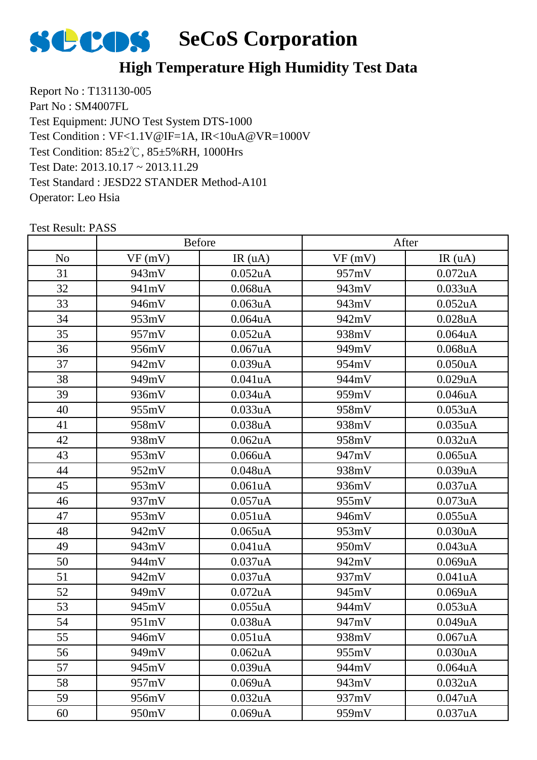# SeCoS Corporation

## High Temperature High Humidity Test Data

Report No : T131130-005
Part No : SM4007FL
Test Equipment: JUNO Test System DTS-1000
Test Condition : VF<1.1V@IF=1A, IR<10uA@VR=1000V
Test Condition: 85±2℃, 85±5%RH, 1000Hrs
Test Date: 2013.10.17 ~ 2013.11.29
Test Standard : JESD22 STANDER Method-A101
Operator: Leo Hsia

Test Result: PASS

| | Before | | After | |
|---|---|---|---|---|
| No | VF (mV) | IR (uA) | VF (mV) | IR (uA) |
| 31 | 943mV | 0.052uA | 957mV | 0.072uA |
| 32 | 941mV | 0.068uA | 943mV | 0.033uA |
| 33 | 946mV | 0.063uA | 943mV | 0.052uA |
| 34 | 953mV | 0.064uA | 942mV | 0.028uA |
| 35 | 957mV | 0.052uA | 938mV | 0.064uA |
| 36 | 956mV | 0.067uA | 949mV | 0.068uA |
| 37 | 942mV | 0.039uA | 954mV | 0.050uA |
| 38 | 949mV | 0.041uA | 944mV | 0.029uA |
| 39 | 936mV | 0.034uA | 959mV | 0.046uA |
| 40 | 955mV | 0.033uA | 958mV | 0.053uA |
| 41 | 958mV | 0.038uA | 938mV | 0.035uA |
| 42 | 938mV | 0.062uA | 958mV | 0.032uA |
| 43 | 953mV | 0.066uA | 947mV | 0.065uA |
| 44 | 952mV | 0.048uA | 938mV | 0.039uA |
| 45 | 953mV | 0.061uA | 936mV | 0.037uA |
| 46 | 937mV | 0.057uA | 955mV | 0.073uA |
| 47 | 953mV | 0.051uA | 946mV | 0.055uA |
| 48 | 942mV | 0.065uA | 953mV | 0.030uA |
| 49 | 943mV | 0.041uA | 950mV | 0.043uA |
| 50 | 944mV | 0.037uA | 942mV | 0.069uA |
| 51 | 942mV | 0.037uA | 937mV | 0.041uA |
| 52 | 949mV | 0.072uA | 945mV | 0.069uA |
| 53 | 945mV | 0.055uA | 944mV | 0.053uA |
| 54 | 951mV | 0.038uA | 947mV | 0.049uA |
| 55 | 946mV | 0.051uA | 938mV | 0.067uA |
| 56 | 949mV | 0.062uA | 955mV | 0.030uA |
| 57 | 945mV | 0.039uA | 944mV | 0.064uA |
| 58 | 957mV | 0.069uA | 943mV | 0.032uA |
| 59 | 956mV | 0.032uA | 937mV | 0.047uA |
| 60 | 950mV | 0.069uA | 959mV | 0.037uA |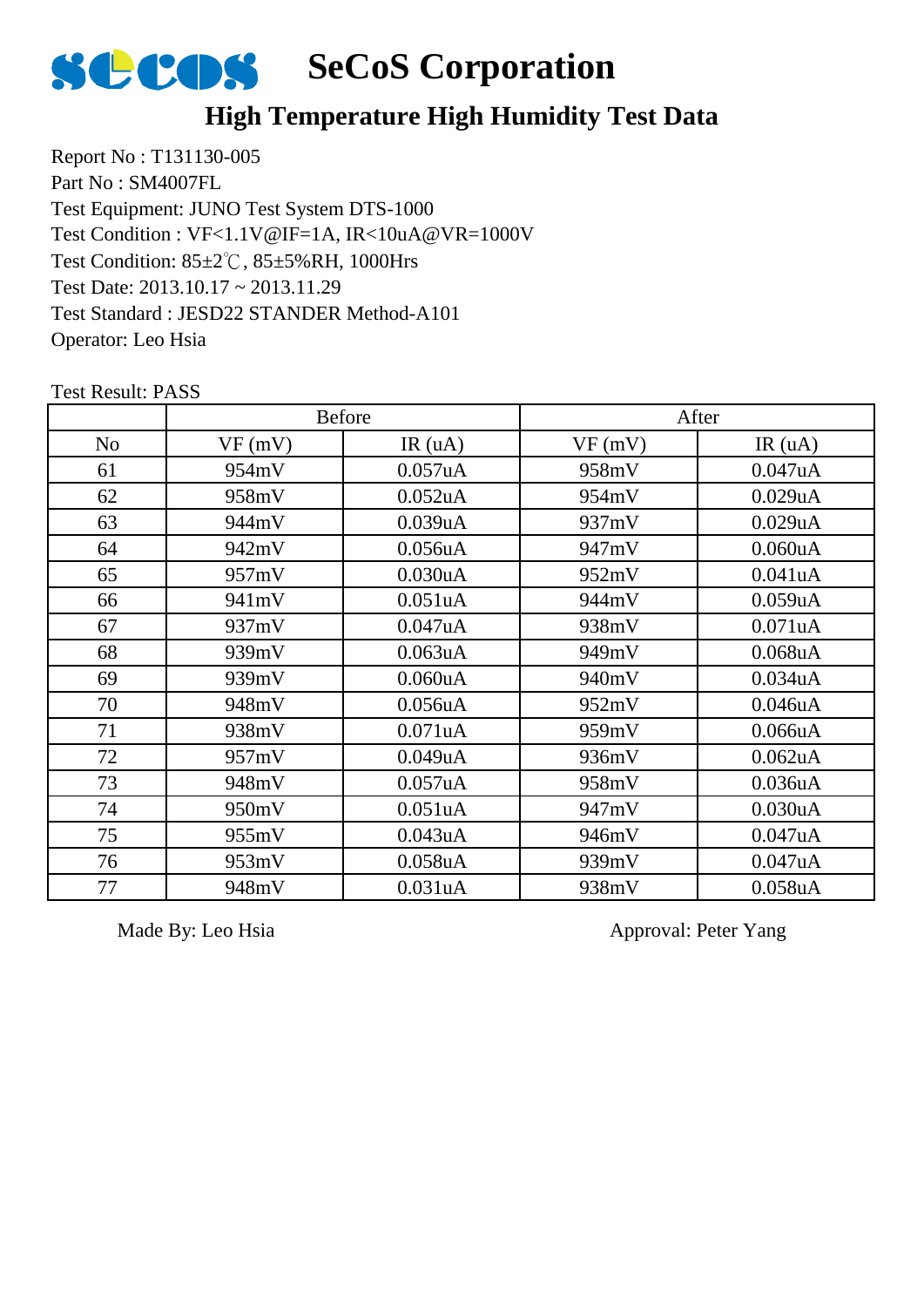# SeCoS Corporation

## High Temperature High Humidity Test Data

Report No : T131130-005
Part No : SM4007FL
Test Equipment: JUNO Test System DTS-1000
Test Condition : VF<1.1V@IF=1A, IR<10uA@VR=1000V
Test Condition: 85±2℃, 85±5%RH, 1000Hrs
Test Date: 2013.10.17 ~ 2013.11.29
Test Standard : JESD22 STANDER Method-A101
Operator: Leo Hsia

Test Result: PASS

| | Before | | After | |
|---|---|---|---|---|
| No | VF (mV) | IR (uA) | VF (mV) | IR (uA) |
| 61 | 954mV | 0.057uA | 958mV | 0.047uA |
| 62 | 958mV | 0.052uA | 954mV | 0.029uA |
| 63 | 944mV | 0.039uA | 937mV | 0.029uA |
| 64 | 942mV | 0.056uA | 947mV | 0.060uA |
| 65 | 957mV | 0.030uA | 952mV | 0.041uA |
| 66 | 941mV | 0.051uA | 944mV | 0.059uA |
| 67 | 937mV | 0.047uA | 938mV | 0.071uA |
| 68 | 939mV | 0.063uA | 949mV | 0.068uA |
| 69 | 939mV | 0.060uA | 940mV | 0.034uA |
| 70 | 948mV | 0.056uA | 952mV | 0.046uA |
| 71 | 938mV | 0.071uA | 959mV | 0.066uA |
| 72 | 957mV | 0.049uA | 936mV | 0.062uA |
| 73 | 948mV | 0.057uA | 958mV | 0.036uA |
| 74 | 950mV | 0.051uA | 947mV | 0.030uA |
| 75 | 955mV | 0.043uA | 946mV | 0.047uA |
| 76 | 953mV | 0.058uA | 939mV | 0.047uA |
| 77 | 948mV | 0.031uA | 938mV | 0.058uA |

Made By: Leo Hsia

Approval: Peter Yang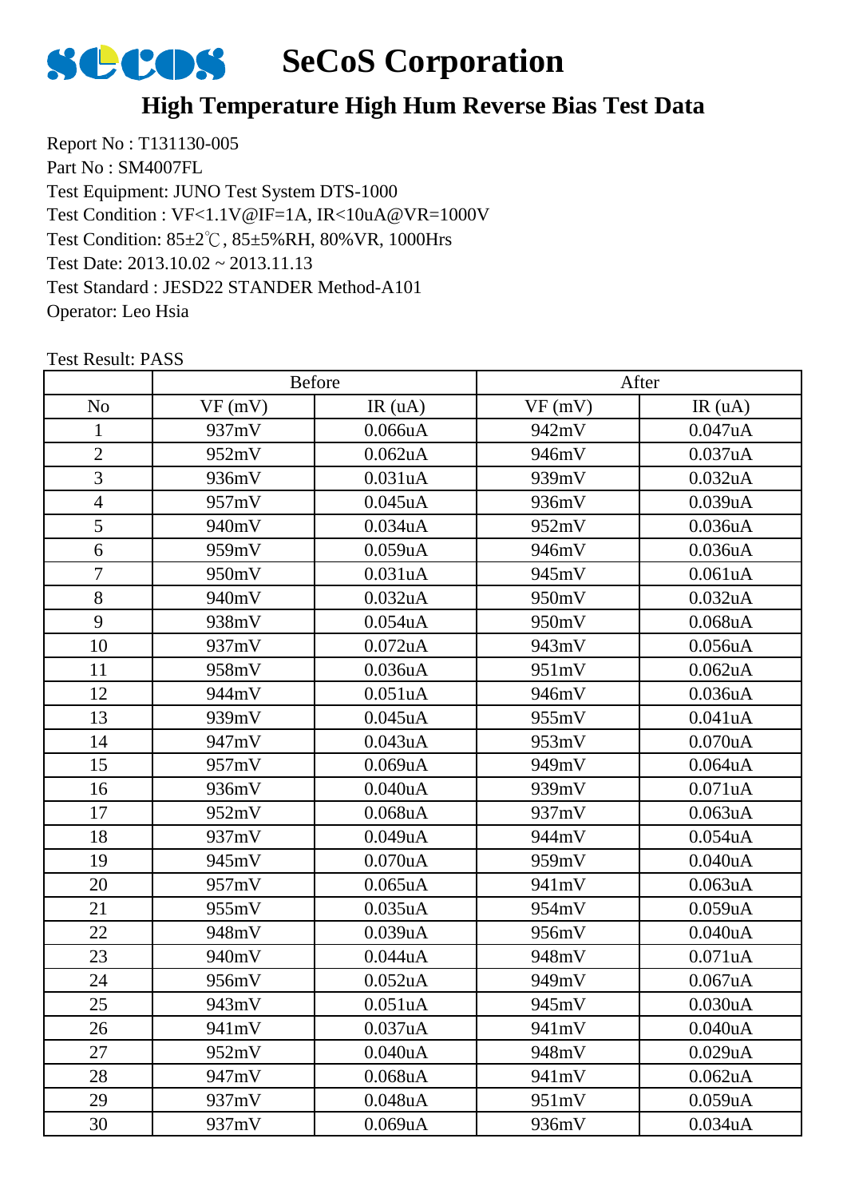# SeCoS Corporation

## High Temperature High Hum Reverse Bias Test Data

Report No : T131130-005
Part No : SM4007FL
Test Equipment: JUNO Test System DTS-1000
Test Condition : VF<1.1V@IF=1A, IR<10uA@VR=1000V
Test Condition: 85±2℃, 85±5%RH, 80%VR, 1000Hrs
Test Date: 2013.10.02 ~ 2013.11.13
Test Standard : JESD22 STANDER Method-A101
Operator: Leo Hsia

Test Result: PASS

| | Before | | After | |
|---|---|---|---|---|
| No | VF (mV) | IR (uA) | VF (mV) | IR (uA) |
| 1 | 937mV | 0.066uA | 942mV | 0.047uA |
| 2 | 952mV | 0.062uA | 946mV | 0.037uA |
| 3 | 936mV | 0.031uA | 939mV | 0.032uA |
| 4 | 957mV | 0.045uA | 936mV | 0.039uA |
| 5 | 940mV | 0.034uA | 952mV | 0.036uA |
| 6 | 959mV | 0.059uA | 946mV | 0.036uA |
| 7 | 950mV | 0.031uA | 945mV | 0.061uA |
| 8 | 940mV | 0.032uA | 950mV | 0.032uA |
| 9 | 938mV | 0.054uA | 950mV | 0.068uA |
| 10 | 937mV | 0.072uA | 943mV | 0.056uA |
| 11 | 958mV | 0.036uA | 951mV | 0.062uA |
| 12 | 944mV | 0.051uA | 946mV | 0.036uA |
| 13 | 939mV | 0.045uA | 955mV | 0.041uA |
| 14 | 947mV | 0.043uA | 953mV | 0.070uA |
| 15 | 957mV | 0.069uA | 949mV | 0.064uA |
| 16 | 936mV | 0.040uA | 939mV | 0.071uA |
| 17 | 952mV | 0.068uA | 937mV | 0.063uA |
| 18 | 937mV | 0.049uA | 944mV | 0.054uA |
| 19 | 945mV | 0.070uA | 959mV | 0.040uA |
| 20 | 957mV | 0.065uA | 941mV | 0.063uA |
| 21 | 955mV | 0.035uA | 954mV | 0.059uA |
| 22 | 948mV | 0.039uA | 956mV | 0.040uA |
| 23 | 940mV | 0.044uA | 948mV | 0.071uA |
| 24 | 956mV | 0.052uA | 949mV | 0.067uA |
| 25 | 943mV | 0.051uA | 945mV | 0.030uA |
| 26 | 941mV | 0.037uA | 941mV | 0.040uA |
| 27 | 952mV | 0.040uA | 948mV | 0.029uA |
| 28 | 947mV | 0.068uA | 941mV | 0.062uA |
| 29 | 937mV | 0.048uA | 951mV | 0.059uA |
| 30 | 937mV | 0.069uA | 936mV | 0.034uA |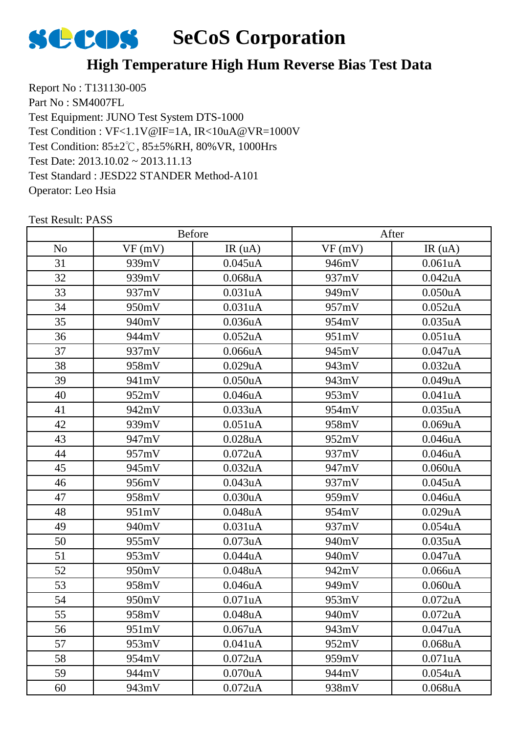# SeCoS Corporation

## High Temperature High Hum Reverse Bias Test Data

Report No : T131130-005
Part No : SM4007FL
Test Equipment: JUNO Test System DTS-1000
Test Condition : VF<1.1V@IF=1A, IR<10uA@VR=1000V
Test Condition: 85±2℃, 85±5%RH, 80%VR, 1000Hrs
Test Date: 2013.10.02 ~ 2013.11.13
Test Standard : JESD22 STANDER Method-A101
Operator: Leo Hsia

Test Result: PASS

| | Before | | After | |
|---|---|---|---|---|
| No | VF (mV) | IR (uA) | VF (mV) | IR (uA) |
| 31 | 939mV | 0.045uA | 946mV | 0.061uA |
| 32 | 939mV | 0.068uA | 937mV | 0.042uA |
| 33 | 937mV | 0.031uA | 949mV | 0.050uA |
| 34 | 950mV | 0.031uA | 957mV | 0.052uA |
| 35 | 940mV | 0.036uA | 954mV | 0.035uA |
| 36 | 944mV | 0.052uA | 951mV | 0.051uA |
| 37 | 937mV | 0.066uA | 945mV | 0.047uA |
| 38 | 958mV | 0.029uA | 943mV | 0.032uA |
| 39 | 941mV | 0.050uA | 943mV | 0.049uA |
| 40 | 952mV | 0.046uA | 953mV | 0.041uA |
| 41 | 942mV | 0.033uA | 954mV | 0.035uA |
| 42 | 939mV | 0.051uA | 958mV | 0.069uA |
| 43 | 947mV | 0.028uA | 952mV | 0.046uA |
| 44 | 957mV | 0.072uA | 937mV | 0.046uA |
| 45 | 945mV | 0.032uA | 947mV | 0.060uA |
| 46 | 956mV | 0.043uA | 937mV | 0.045uA |
| 47 | 958mV | 0.030uA | 959mV | 0.046uA |
| 48 | 951mV | 0.048uA | 954mV | 0.029uA |
| 49 | 940mV | 0.031uA | 937mV | 0.054uA |
| 50 | 955mV | 0.073uA | 940mV | 0.035uA |
| 51 | 953mV | 0.044uA | 940mV | 0.047uA |
| 52 | 950mV | 0.048uA | 942mV | 0.066uA |
| 53 | 958mV | 0.046uA | 949mV | 0.060uA |
| 54 | 950mV | 0.071uA | 953mV | 0.072uA |
| 55 | 958mV | 0.048uA | 940mV | 0.072uA |
| 56 | 951mV | 0.067uA | 943mV | 0.047uA |
| 57 | 953mV | 0.041uA | 952mV | 0.068uA |
| 58 | 954mV | 0.072uA | 959mV | 0.071uA |
| 59 | 944mV | 0.070uA | 944mV | 0.054uA |
| 60 | 943mV | 0.072uA | 938mV | 0.068uA |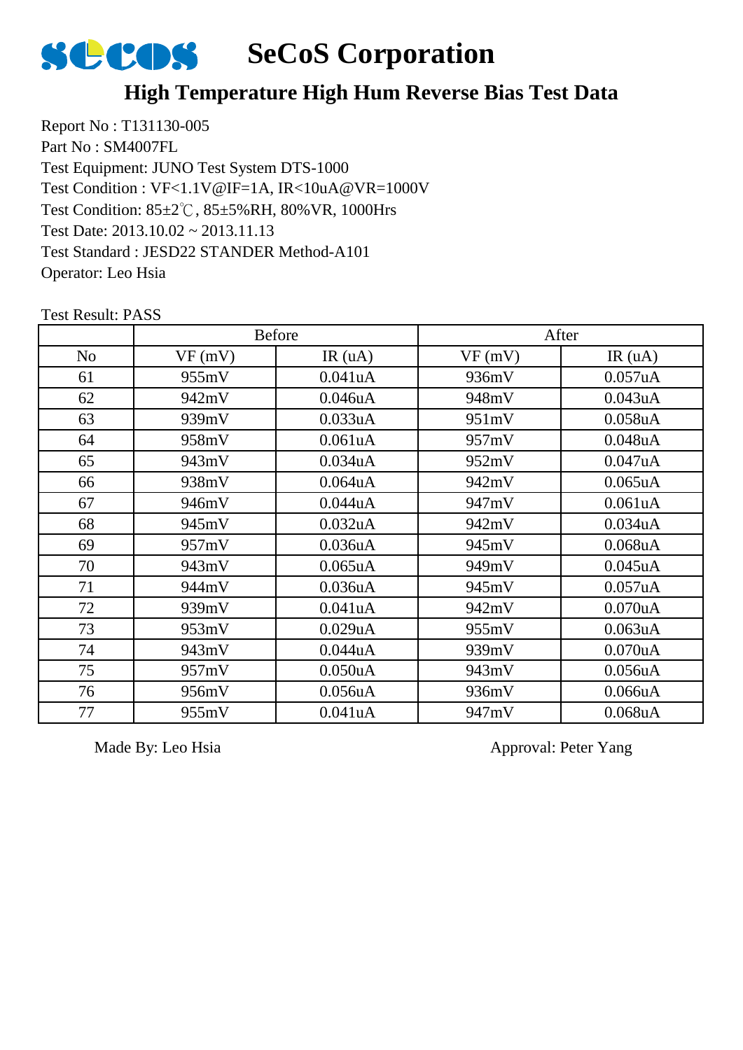# SeCoS Corporation

## High Temperature High Hum Reverse Bias Test Data

Report No : T131130-005
Part No : SM4007FL
Test Equipment: JUNO Test System DTS-1000
Test Condition : VF<1.1V@IF=1A, IR<10uA@VR=1000V
Test Condition: 85±2℃, 85±5%RH, 80%VR, 1000Hrs
Test Date: 2013.10.02 ~ 2013.11.13
Test Standard : JESD22 STANDER Method-A101
Operator: Leo Hsia

Test Result: PASS

| | Before | | After | |
|---|---|---|---|---|
| No | VF (mV) | IR (uA) | VF (mV) | IR (uA) |
| 61 | 955mV | 0.041uA | 936mV | 0.057uA |
| 62 | 942mV | 0.046uA | 948mV | 0.043uA |
| 63 | 939mV | 0.033uA | 951mV | 0.058uA |
| 64 | 958mV | 0.061uA | 957mV | 0.048uA |
| 65 | 943mV | 0.034uA | 952mV | 0.047uA |
| 66 | 938mV | 0.064uA | 942mV | 0.065uA |
| 67 | 946mV | 0.044uA | 947mV | 0.061uA |
| 68 | 945mV | 0.032uA | 942mV | 0.034uA |
| 69 | 957mV | 0.036uA | 945mV | 0.068uA |
| 70 | 943mV | 0.065uA | 949mV | 0.045uA |
| 71 | 944mV | 0.036uA | 945mV | 0.057uA |
| 72 | 939mV | 0.041uA | 942mV | 0.070uA |
| 73 | 953mV | 0.029uA | 955mV | 0.063uA |
| 74 | 943mV | 0.044uA | 939mV | 0.070uA |
| 75 | 957mV | 0.050uA | 943mV | 0.056uA |
| 76 | 956mV | 0.056uA | 936mV | 0.066uA |
| 77 | 955mV | 0.041uA | 947mV | 0.068uA |

Made By: Leo Hsia

Approval: Peter Yang